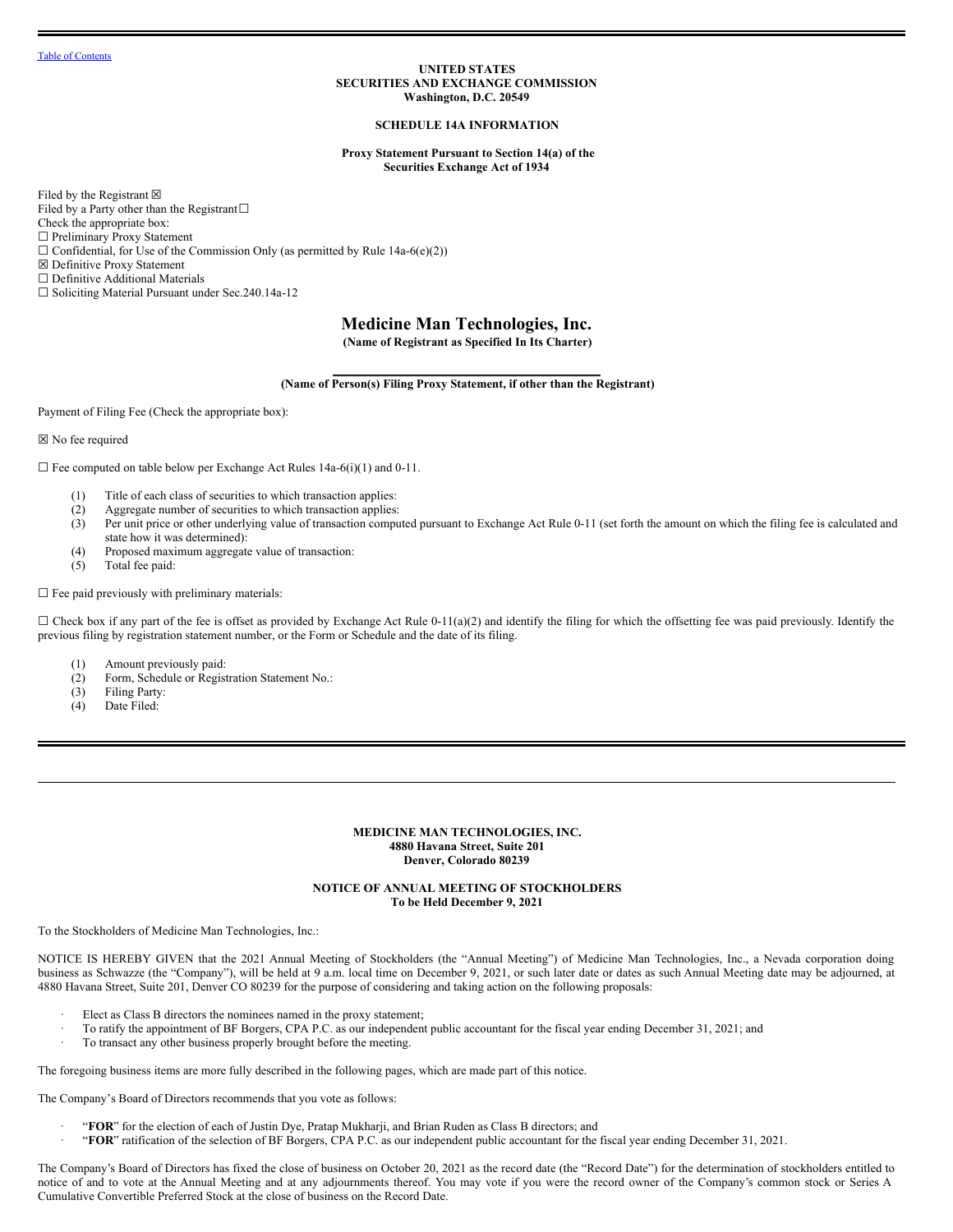[Table of Contents](#)

**UNITED STATES**
**SECURITIES AND EXCHANGE COMMISSION**
**Washington, D.C. 20549**

**SCHEDULE 14A INFORMATION**

**Proxy Statement Pursuant to Section 14(a) of the Securities Exchange Act of 1934**

Filed by the Registrant ☒
Filed by a Party other than the Registrant ☐
Check the appropriate box:
☐ Preliminary Proxy Statement
☐ Confidential, for Use of the Commission Only (as permitted by Rule 14a-6(e)(2))
☒ Definitive Proxy Statement
☐ Definitive Additional Materials
☐ Soliciting Material Pursuant under Sec.240.14a-12

# Medicine Man Technologies, Inc.

**(Name of Registrant as Specified In Its Charter)**

**(Name of Person(s) Filing Proxy Statement, if other than the Registrant)**

Payment of Filing Fee (Check the appropriate box):

☒ No fee required

☐ Fee computed on table below per Exchange Act Rules 14a-6(i)(1) and 0-11.

(1) Title of each class of securities to which transaction applies:
(2) Aggregate number of securities to which transaction applies:
(3) Per unit price or other underlying value of transaction computed pursuant to Exchange Act Rule 0-11 (set forth the amount on which the filing fee is calculated and state how it was determined):
(4) Proposed maximum aggregate value of transaction:
(5) Total fee paid:

☐ Fee paid previously with preliminary materials:

☐ Check box if any part of the fee is offset as provided by Exchange Act Rule 0-11(a)(2) and identify the filing for which the offsetting fee was paid previously. Identify the previous filing by registration statement number, or the Form or Schedule and the date of its filing.

(1) Amount previously paid:
(2) Form, Schedule or Registration Statement No.:
(3) Filing Party:
(4) Date Filed:

---

**MEDICINE MAN TECHNOLOGIES, INC.**
**4880 Havana Street, Suite 201**
**Denver, Colorado 80239**

**NOTICE OF ANNUAL MEETING OF STOCKHOLDERS**
**To be Held December 9, 2021**

To the Stockholders of Medicine Man Technologies, Inc.:

NOTICE IS HEREBY GIVEN that the 2021 Annual Meeting of Stockholders (the "Annual Meeting") of Medicine Man Technologies, Inc., a Nevada corporation doing business as Schwazze (the "Company"), will be held at 9 a.m. local time on December 9, 2021, or such later date or dates as such Annual Meeting date may be adjourned, at 4880 Havana Street, Suite 201, Denver CO 80239 for the purpose of considering and taking action on the following proposals:

- Elect as Class B directors the nominees named in the proxy statement;
- To ratify the appointment of BF Borgers, CPA P.C. as our independent public accountant for the fiscal year ending December 31, 2021; and
- To transact any other business properly brought before the meeting.

The foregoing business items are more fully described in the following pages, which are made part of this notice.

The Company's Board of Directors recommends that you vote as follows:

- "**FOR**" for the election of each of Justin Dye, Pratap Mukharji, and Brian Ruden as Class B directors; and
- "**FOR**" ratification of the selection of BF Borgers, CPA P.C. as our independent public accountant for the fiscal year ending December 31, 2021.

The Company's Board of Directors has fixed the close of business on October 20, 2021 as the record date (the "Record Date") for the determination of stockholders entitled to notice of and to vote at the Annual Meeting and at any adjournments thereof. You may vote if you were the record owner of the Company's common stock or Series A Cumulative Convertible Preferred Stock at the close of business on the Record Date.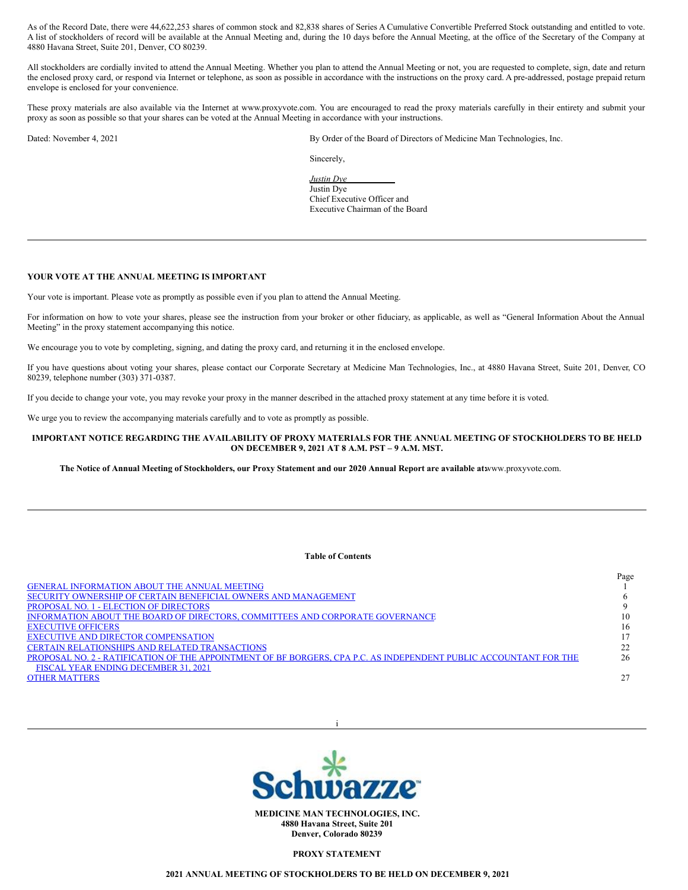As of the Record Date, there were 44,622,253 shares of common stock and 82,838 shares of Series A Cumulative Convertible Preferred Stock outstanding and entitled to vote. A list of stockholders of record will be available at the Annual Meeting and, during the 10 days before the Annual Meeting, at the office of the Secretary of the Company at 4880 Havana Street, Suite 201, Denver, CO 80239.

All stockholders are cordially invited to attend the Annual Meeting. Whether you plan to attend the Annual Meeting or not, you are requested to complete, sign, date and return the enclosed proxy card, or respond via Internet or telephone, as soon as possible in accordance with the instructions on the proxy card. A pre-addressed, postage prepaid return envelope is enclosed for your convenience.

These proxy materials are also available via the Internet at www.proxyvote.com. You are encouraged to read the proxy materials carefully in their entirety and submit your proxy as soon as possible so that your shares can be voted at the Annual Meeting in accordance with your instructions.

Dated: November 4, 2021

By Order of the Board of Directors of Medicine Man Technologies, Inc.

Sincerely,

*Justin Dye*
Justin Dye
Chief Executive Officer and
Executive Chairman of the Board

---

**YOUR VOTE AT THE ANNUAL MEETING IS IMPORTANT**

Your vote is important. Please vote as promptly as possible even if you plan to attend the Annual Meeting.

For information on how to vote your shares, please see the instruction from your broker or other fiduciary, as applicable, as well as "General Information About the Annual Meeting" in the proxy statement accompanying this notice.

We encourage you to vote by completing, signing, and dating the proxy card, and returning it in the enclosed envelope.

If you have questions about voting your shares, please contact our Corporate Secretary at Medicine Man Technologies, Inc., at 4880 Havana Street, Suite 201, Denver, CO 80239, telephone number (303) 371-0387.

If you decide to change your vote, you may revoke your proxy in the manner described in the attached proxy statement at any time before it is voted.

We urge you to review the accompanying materials carefully and to vote as promptly as possible.

**IMPORTANT NOTICE REGARDING THE AVAILABILITY OF PROXY MATERIALS FOR THE ANNUAL MEETING OF STOCKHOLDERS TO BE HELD ON DECEMBER 9, 2021 AT 8 A.M. PST – 9 A.M. MST.**

**The Notice of Annual Meeting of Stockholders, our Proxy Statement and our 2020 Annual Report are available at:** www.proxyvote.com.

---

**Table of Contents**

| | Page |
|---|---|
| GENERAL INFORMATION ABOUT THE ANNUAL MEETING | 1 |
| SECURITY OWNERSHIP OF CERTAIN BENEFICIAL OWNERS AND MANAGEMENT | 6 |
| PROPOSAL NO. 1 - ELECTION OF DIRECTORS | 9 |
| INFORMATION ABOUT THE BOARD OF DIRECTORS, COMMITTEES AND CORPORATE GOVERNANCE | 10 |
| EXECUTIVE OFFICERS | 16 |
| EXECUTIVE AND DIRECTOR COMPENSATION | 17 |
| CERTAIN RELATIONSHIPS AND RELATED TRANSACTIONS | 22 |
| PROPOSAL NO. 2 - RATIFICATION OF THE APPOINTMENT OF BF BORGERS, CPA P.C. AS INDEPENDENT PUBLIC ACCOUNTANT FOR THE FISCAL YEAR ENDING DECEMBER 31, 2021 | 26 |
| OTHER MATTERS | 27 |

---

Schwazze

**MEDICINE MAN TECHNOLOGIES, INC.**
**4880 Havana Street, Suite 201**
**Denver, Colorado 80239**

**PROXY STATEMENT**

**2021 ANNUAL MEETING OF STOCKHOLDERS TO BE HELD ON DECEMBER 9, 2021**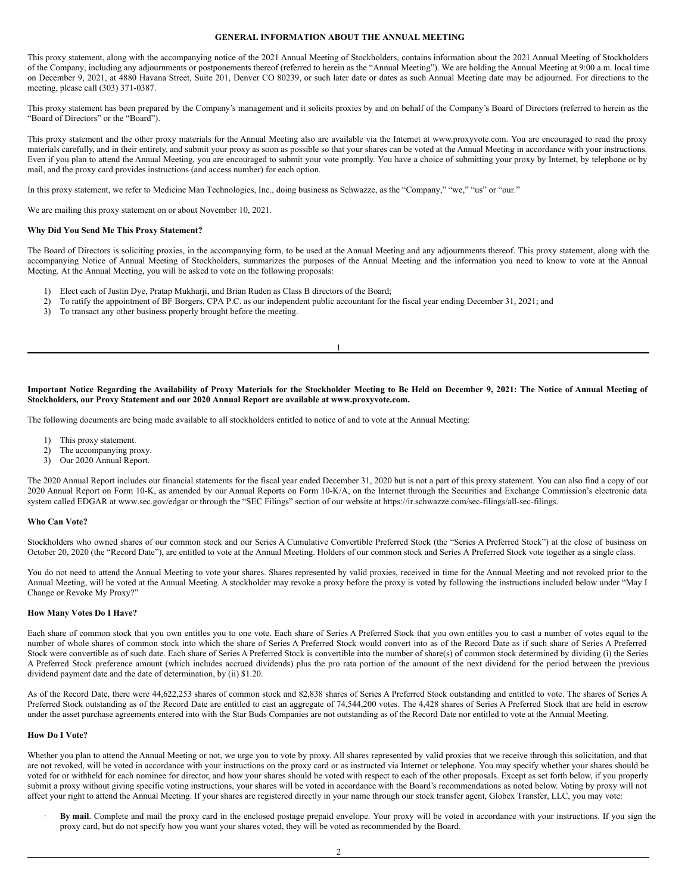## GENERAL INFORMATION ABOUT THE ANNUAL MEETING

This proxy statement, along with the accompanying notice of the 2021 Annual Meeting of Stockholders, contains information about the 2021 Annual Meeting of Stockholders of the Company, including any adjournments or postponements thereof (referred to herein as the "Annual Meeting"). We are holding the Annual Meeting at 9:00 a.m. local time on December 9, 2021, at 4880 Havana Street, Suite 201, Denver CO 80239, or such later date or dates as such Annual Meeting date may be adjourned. For directions to the meeting, please call (303) 371-0387.

This proxy statement has been prepared by the Company's management and it solicits proxies by and on behalf of the Company's Board of Directors (referred to herein as the "Board of Directors" or the "Board").

This proxy statement and the other proxy materials for the Annual Meeting also are available via the Internet at www.proxyvote.com. You are encouraged to read the proxy materials carefully, and in their entirety, and submit your proxy as soon as possible so that your shares can be voted at the Annual Meeting in accordance with your instructions. Even if you plan to attend the Annual Meeting, you are encouraged to submit your vote promptly. You have a choice of submitting your proxy by Internet, by telephone or by mail, and the proxy card provides instructions (and access number) for each option.

In this proxy statement, we refer to Medicine Man Technologies, Inc., doing business as Schwazze, as the "Company," "we," "us" or "our."

We are mailing this proxy statement on or about November 10, 2021.

**Why Did You Send Me This Proxy Statement?**

The Board of Directors is soliciting proxies, in the accompanying form, to be used at the Annual Meeting and any adjournments thereof. This proxy statement, along with the accompanying Notice of Annual Meeting of Stockholders, summarizes the purposes of the Annual Meeting and the information you need to know to vote at the Annual Meeting. At the Annual Meeting, you will be asked to vote on the following proposals:

1) Elect each of Justin Dye, Pratap Mukharji, and Brian Ruden as Class B directors of the Board;
2) To ratify the appointment of BF Borgers, CPA P.C. as our independent public accountant for the fiscal year ending December 31, 2021; and
3) To transact any other business properly brought before the meeting.

**Important Notice Regarding the Availability of Proxy Materials for the Stockholder Meeting to Be Held on December 9, 2021: The Notice of Annual Meeting of Stockholders, our Proxy Statement and our 2020 Annual Report are available at www.proxyvote.com.**

The following documents are being made available to all stockholders entitled to notice of and to vote at the Annual Meeting:

1) This proxy statement.
2) The accompanying proxy.
3) Our 2020 Annual Report.

The 2020 Annual Report includes our financial statements for the fiscal year ended December 31, 2020 but is not a part of this proxy statement. You can also find a copy of our 2020 Annual Report on Form 10-K, as amended by our Annual Reports on Form 10-K/A, on the Internet through the Securities and Exchange Commission's electronic data system called EDGAR at www.sec.gov/edgar or through the "SEC Filings" section of our website at https://ir.schwazze.com/sec-filings/all-sec-filings.

**Who Can Vote?**

Stockholders who owned shares of our common stock and our Series A Cumulative Convertible Preferred Stock (the "Series A Preferred Stock") at the close of business on October 20, 2020 (the "Record Date"), are entitled to vote at the Annual Meeting. Holders of our common stock and Series A Preferred Stock vote together as a single class.

You do not need to attend the Annual Meeting to vote your shares. Shares represented by valid proxies, received in time for the Annual Meeting and not revoked prior to the Annual Meeting, will be voted at the Annual Meeting. A stockholder may revoke a proxy before the proxy is voted by following the instructions included below under "May I Change or Revoke My Proxy?"

**How Many Votes Do I Have?**

Each share of common stock that you own entitles you to one vote. Each share of Series A Preferred Stock that you own entitles you to cast a number of votes equal to the number of whole shares of common stock into which the share of Series A Preferred Stock would convert into as of the Record Date as if such share of Series A Preferred Stock were convertible as of such date. Each share of Series A Preferred Stock is convertible into the number of share(s) of common stock determined by dividing (i) the Series A Preferred Stock preference amount (which includes accrued dividends) plus the pro rata portion of the amount of the next dividend for the period between the previous dividend payment date and the date of determination, by (ii) $1.20.

As of the Record Date, there were 44,622,253 shares of common stock and 82,838 shares of Series A Preferred Stock outstanding and entitled to vote. The shares of Series A Preferred Stock outstanding as of the Record Date are entitled to cast an aggregate of 74,544,200 votes. The 4,428 shares of Series A Preferred Stock that are held in escrow under the asset purchase agreements entered into with the Star Buds Companies are not outstanding as of the Record Date nor entitled to vote at the Annual Meeting.

**How Do I Vote?**

Whether you plan to attend the Annual Meeting or not, we urge you to vote by proxy. All shares represented by valid proxies that we receive through this solicitation, and that are not revoked, will be voted in accordance with your instructions on the proxy card or as instructed via Internet or telephone. You may specify whether your shares should be voted for or withheld for each nominee for director, and how your shares should be voted with respect to each of the other proposals. Except as set forth below, if you properly submit a proxy without giving specific voting instructions, your shares will be voted in accordance with the Board's recommendations as noted below. Voting by proxy will not affect your right to attend the Annual Meeting. If your shares are registered directly in your name through our stock transfer agent, Globex Transfer, LLC, you may vote:

- **By mail**. Complete and mail the proxy card in the enclosed postage prepaid envelope. Your proxy will be voted in accordance with your instructions. If you sign the proxy card, but do not specify how you want your shares voted, they will be voted as recommended by the Board.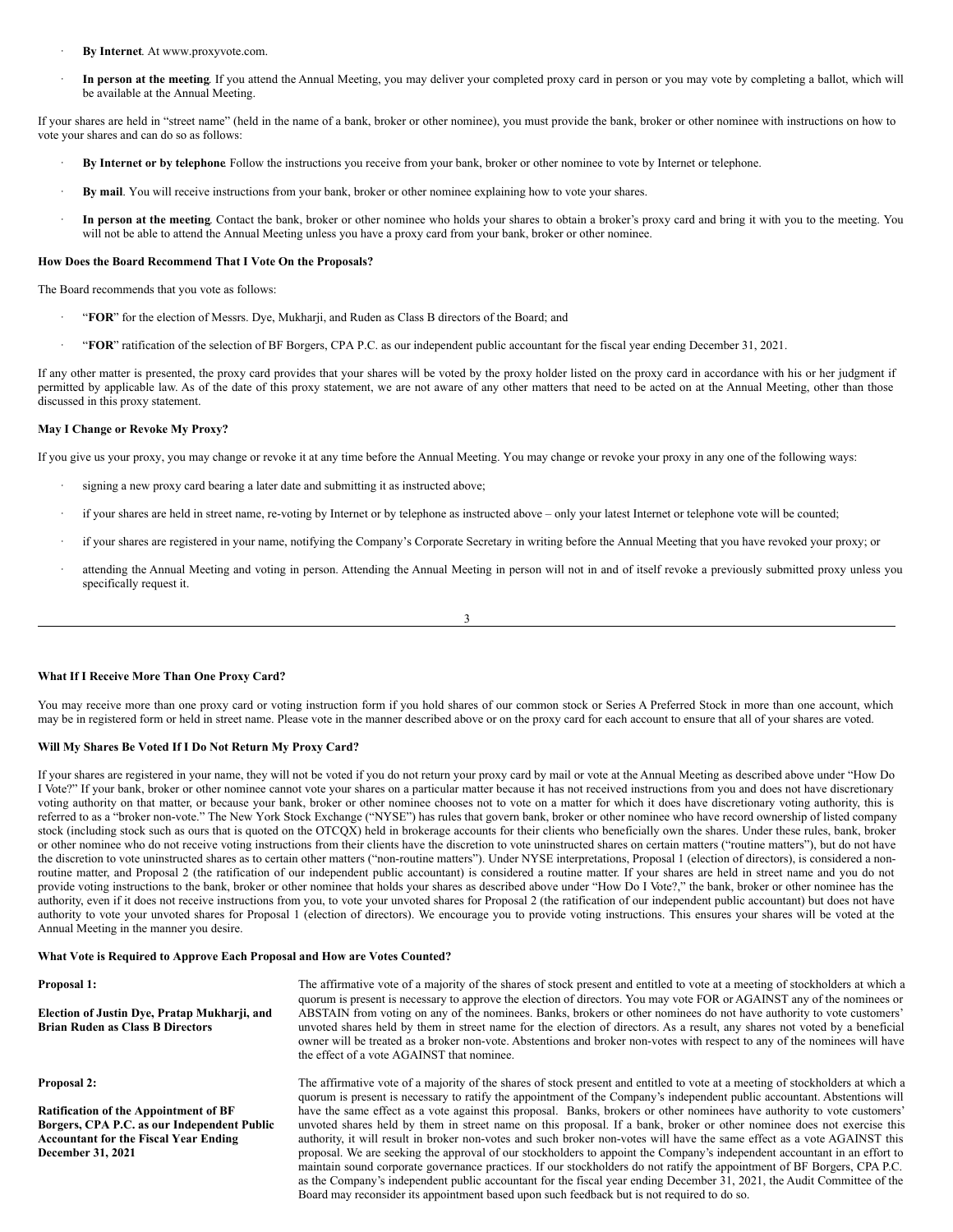- **By Internet**. At www.proxyvote.com.
- **In person at the meeting**. If you attend the Annual Meeting, you may deliver your completed proxy card in person or you may vote by completing a ballot, which will be available at the Annual Meeting.

If your shares are held in "street name" (held in the name of a bank, broker or other nominee), you must provide the bank, broker or other nominee with instructions on how to vote your shares and can do so as follows:

- **By Internet or by telephone**. Follow the instructions you receive from your bank, broker or other nominee to vote by Internet or telephone.
- **By mail**. You will receive instructions from your bank, broker or other nominee explaining how to vote your shares.
- **In person at the meeting**. Contact the bank, broker or other nominee who holds your shares to obtain a broker's proxy card and bring it with you to the meeting. You will not be able to attend the Annual Meeting unless you have a proxy card from your bank, broker or other nominee.

**How Does the Board Recommend That I Vote On the Proposals?**

The Board recommends that you vote as follows:

- "**FOR**" for the election of Messrs. Dye, Mukharji, and Ruden as Class B directors of the Board; and
- "**FOR**" ratification of the selection of BF Borgers, CPA P.C. as our independent public accountant for the fiscal year ending December 31, 2021.

If any other matter is presented, the proxy card provides that your shares will be voted by the proxy holder listed on the proxy card in accordance with his or her judgment if permitted by applicable law. As of the date of this proxy statement, we are not aware of any other matters that need to be acted on at the Annual Meeting, other than those discussed in this proxy statement.

**May I Change or Revoke My Proxy?**

If you give us your proxy, you may change or revoke it at any time before the Annual Meeting. You may change or revoke your proxy in any one of the following ways:

- signing a new proxy card bearing a later date and submitting it as instructed above;
- if your shares are held in street name, re-voting by Internet or by telephone as instructed above – only your latest Internet or telephone vote will be counted;
- if your shares are registered in your name, notifying the Company's Corporate Secretary in writing before the Annual Meeting that you have revoked your proxy; or
- attending the Annual Meeting and voting in person. Attending the Annual Meeting in person will not in and of itself revoke a previously submitted proxy unless you specifically request it.

**What If I Receive More Than One Proxy Card?**

You may receive more than one proxy card or voting instruction form if you hold shares of our common stock or Series A Preferred Stock in more than one account, which may be in registered form or held in street name. Please vote in the manner described above or on the proxy card for each account to ensure that all of your shares are voted.

**Will My Shares Be Voted If I Do Not Return My Proxy Card?**

If your shares are registered in your name, they will not be voted if you do not return your proxy card by mail or vote at the Annual Meeting as described above under "How Do I Vote?" If your bank, broker or other nominee cannot vote your shares on a particular matter because it has not received instructions from you and does not have discretionary voting authority on that matter, or because your bank, broker or other nominee chooses not to vote on a matter for which it does have discretionary voting authority, this is referred to as a "broker non-vote." The New York Stock Exchange ("NYSE") has rules that govern bank, broker or other nominee who have record ownership of listed company stock (including stock such as ours that is quoted on the OTCQX) held in brokerage accounts for their clients who beneficially own the shares. Under these rules, bank, broker or other nominee who do not receive voting instructions from their clients have the discretion to vote uninstructed shares on certain matters ("routine matters"), but do not have the discretion to vote uninstructed shares as to certain other matters ("non-routine matters"). Under NYSE interpretations, Proposal 1 (election of directors), is considered a non-routine matter, and Proposal 2 (the ratification of our independent public accountant) is considered a routine matter. If your shares are held in street name and you do not provide voting instructions to the bank, broker or other nominee that holds your shares as described above under "How Do I Vote?," the bank, broker or other nominee has the authority, even if it does not receive instructions from you, to vote your unvoted shares for Proposal 2 (the ratification of our independent public accountant) but does not have authority to vote your unvoted shares for Proposal 1 (election of directors). We encourage you to provide voting instructions. This ensures your shares will be voted at the Annual Meeting in the manner you desire.

**What Vote is Required to Approve Each Proposal and How are Votes Counted?**

| | |
|---|---|
| **Proposal 1:**<br><br>**Election of Justin Dye, Pratap Mukharji, and Brian Ruden as Class B Directors** | The affirmative vote of a majority of the shares of stock present and entitled to vote at a meeting of stockholders at which a quorum is present is necessary to approve the election of directors. You may vote FOR or AGAINST any of the nominees or ABSTAIN from voting on any of the nominees. Banks, brokers or other nominees do not have authority to vote customers' unvoted shares held by them in street name for the election of directors. As a result, any shares not voted by a beneficial owner will be treated as a broker non-vote. Abstentions and broker non-votes with respect to any of the nominees will have the effect of a vote AGAINST that nominee. |
| **Proposal 2:**<br><br>**Ratification of the Appointment of BF Borgers, CPA P.C. as our Independent Public Accountant for the Fiscal Year Ending December 31, 2021** | The affirmative vote of a majority of the shares of stock present and entitled to vote at a meeting of stockholders at which a quorum is present is necessary to ratify the appointment of the Company's independent public accountant. Abstentions will have the same effect as a vote against this proposal. Banks, brokers or other nominees have authority to vote customers' unvoted shares held by them in street name on this proposal. If a bank, broker or other nominee does not exercise this authority, it will result in broker non-votes and such broker non-votes will have the same effect as a vote AGAINST this proposal. We are seeking the approval of our stockholders to appoint the Company's independent accountant in an effort to maintain sound corporate governance practices. If our stockholders do not ratify the appointment of BF Borgers, CPA P.C. as the Company's independent public accountant for the fiscal year ending December 31, 2021, the Audit Committee of the Board may reconsider its appointment based upon such feedback but is not required to do so. |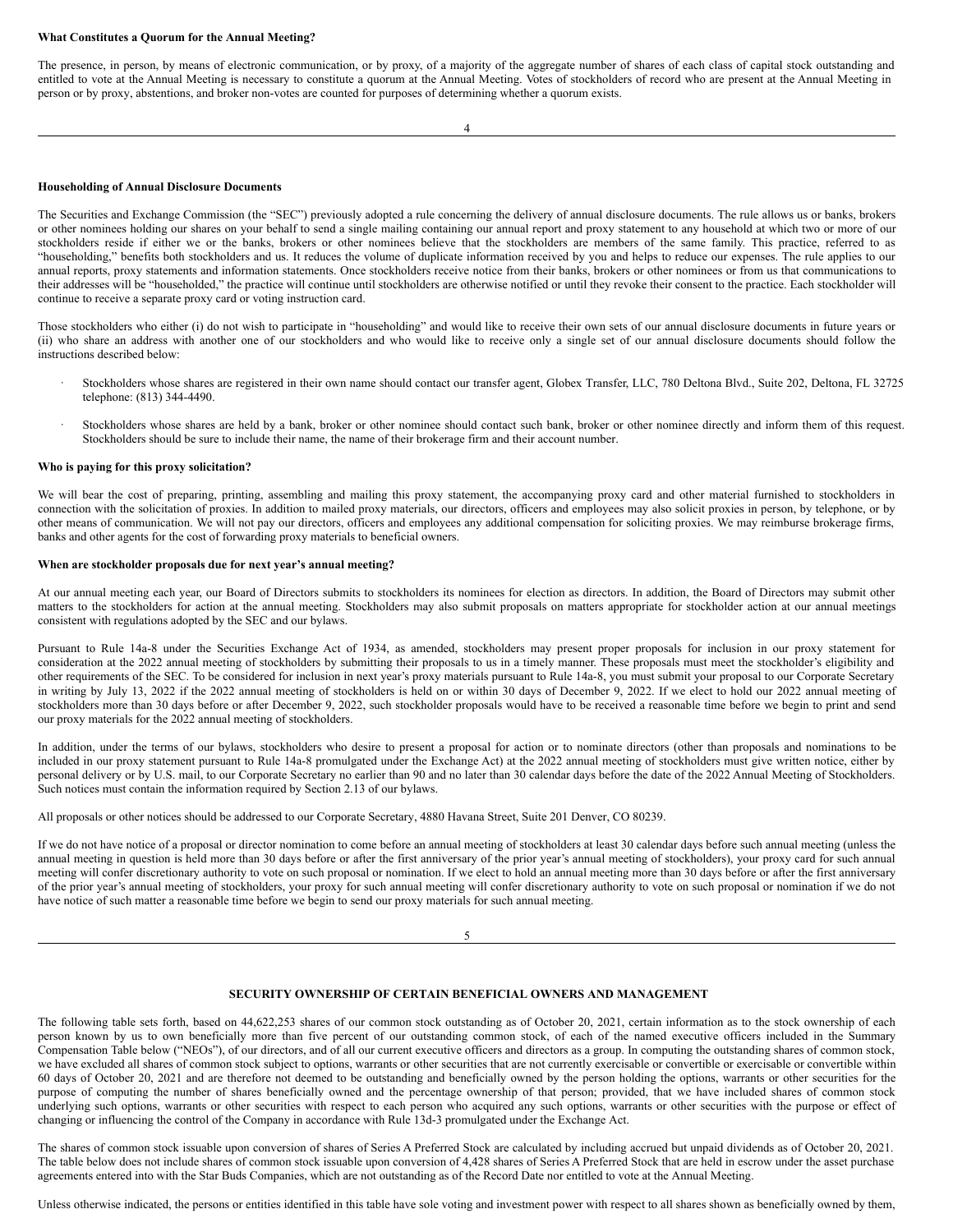**What Constitutes a Quorum for the Annual Meeting?**

The presence, in person, by means of electronic communication, or by proxy, of a majority of the aggregate number of shares of each class of capital stock outstanding and entitled to vote at the Annual Meeting is necessary to constitute a quorum at the Annual Meeting. Votes of stockholders of record who are present at the Annual Meeting in person or by proxy, abstentions, and broker non-votes are counted for purposes of determining whether a quorum exists.

**Householding of Annual Disclosure Documents**

The Securities and Exchange Commission (the "SEC") previously adopted a rule concerning the delivery of annual disclosure documents. The rule allows us or banks, brokers or other nominees holding our shares on your behalf to send a single mailing containing our annual report and proxy statement to any household at which two or more of our stockholders reside if either we or the banks, brokers or other nominees believe that the stockholders are members of the same family. This practice, referred to as "householding," benefits both stockholders and us. It reduces the volume of duplicate information received by you and helps to reduce our expenses. The rule applies to our annual reports, proxy statements and information statements. Once stockholders receive notice from their banks, brokers or other nominees or from us that communications to their addresses will be "householded," the practice will continue until stockholders are otherwise notified or until they revoke their consent to the practice. Each stockholder will continue to receive a separate proxy card or voting instruction card.

Those stockholders who either (i) do not wish to participate in "householding" and would like to receive their own sets of our annual disclosure documents in future years or (ii) who share an address with another one of our stockholders and who would like to receive only a single set of our annual disclosure documents should follow the instructions described below:

- Stockholders whose shares are registered in their own name should contact our transfer agent, Globex Transfer, LLC, 780 Deltona Blvd., Suite 202, Deltona, FL 32725 telephone: (813) 344-4490.
- Stockholders whose shares are held by a bank, broker or other nominee should contact such bank, broker or other nominee directly and inform them of this request. Stockholders should be sure to include their name, the name of their brokerage firm and their account number.

**Who is paying for this proxy solicitation?**

We will bear the cost of preparing, printing, assembling and mailing this proxy statement, the accompanying proxy card and other material furnished to stockholders in connection with the solicitation of proxies. In addition to mailed proxy materials, our directors, officers and employees may also solicit proxies in person, by telephone, or by other means of communication. We will not pay our directors, officers and employees any additional compensation for soliciting proxies. We may reimburse brokerage firms, banks and other agents for the cost of forwarding proxy materials to beneficial owners.

**When are stockholder proposals due for next year's annual meeting?**

At our annual meeting each year, our Board of Directors submits to stockholders its nominees for election as directors. In addition, the Board of Directors may submit other matters to the stockholders for action at the annual meeting. Stockholders may also submit proposals on matters appropriate for stockholder action at our annual meetings consistent with regulations adopted by the SEC and our bylaws.

Pursuant to Rule 14a-8 under the Securities Exchange Act of 1934, as amended, stockholders may present proper proposals for inclusion in our proxy statement for consideration at the 2022 annual meeting of stockholders by submitting their proposals to us in a timely manner. These proposals must meet the stockholder's eligibility and other requirements of the SEC. To be considered for inclusion in next year's proxy materials pursuant to Rule 14a-8, you must submit your proposal to our Corporate Secretary in writing by July 13, 2022 if the 2022 annual meeting of stockholders is held on or within 30 days of December 9, 2022. If we elect to hold our 2022 annual meeting of stockholders more than 30 days before or after December 9, 2022, such stockholder proposals would have to be received a reasonable time before we begin to print and send our proxy materials for the 2022 annual meeting of stockholders.

In addition, under the terms of our bylaws, stockholders who desire to present a proposal for action or to nominate directors (other than proposals and nominations to be included in our proxy statement pursuant to Rule 14a-8 promulgated under the Exchange Act) at the 2022 annual meeting of stockholders must give written notice, either by personal delivery or by U.S. mail, to our Corporate Secretary no earlier than 90 and no later than 30 calendar days before the date of the 2022 Annual Meeting of Stockholders. Such notices must contain the information required by Section 2.13 of our bylaws.

All proposals or other notices should be addressed to our Corporate Secretary, 4880 Havana Street, Suite 201 Denver, CO 80239.

If we do not have notice of a proposal or director nomination to come before an annual meeting of stockholders at least 30 calendar days before such annual meeting (unless the annual meeting in question is held more than 30 days before or after the first anniversary of the prior year's annual meeting of stockholders), your proxy card for such annual meeting will confer discretionary authority to vote on such proposal or nomination. If we elect to hold an annual meeting more than 30 days before or after the first anniversary of the prior year's annual meeting of stockholders, your proxy for such annual meeting will confer discretionary authority to vote on such proposal or nomination if we do not have notice of such matter a reasonable time before we begin to send our proxy materials for such annual meeting.

## SECURITY OWNERSHIP OF CERTAIN BENEFICIAL OWNERS AND MANAGEMENT

The following table sets forth, based on 44,622,253 shares of our common stock outstanding as of October 20, 2021, certain information as to the stock ownership of each person known by us to own beneficially more than five percent of our outstanding common stock, of each of the named executive officers included in the Summary Compensation Table below ("NEOs"), of our directors, and of all our current executive officers and directors as a group. In computing the outstanding shares of common stock, we have excluded all shares of common stock subject to options, warrants or other securities that are not currently exercisable or convertible or exercisable or convertible within 60 days of October 20, 2021 and are therefore not deemed to be outstanding and beneficially owned by the person holding the options, warrants or other securities for the purpose of computing the number of shares beneficially owned and the percentage ownership of that person; provided, that we have included shares of common stock underlying such options, warrants or other securities with respect to each person who acquired any such options, warrants or other securities with the purpose or effect of changing or influencing the control of the Company in accordance with Rule 13d-3 promulgated under the Exchange Act.

The shares of common stock issuable upon conversion of shares of Series A Preferred Stock are calculated by including accrued but unpaid dividends as of October 20, 2021. The table below does not include shares of common stock issuable upon conversion of 4,428 shares of Series A Preferred Stock that are held in escrow under the asset purchase agreements entered into with the Star Buds Companies, which are not outstanding as of the Record Date nor entitled to vote at the Annual Meeting.

Unless otherwise indicated, the persons or entities identified in this table have sole voting and investment power with respect to all shares shown as beneficially owned by them,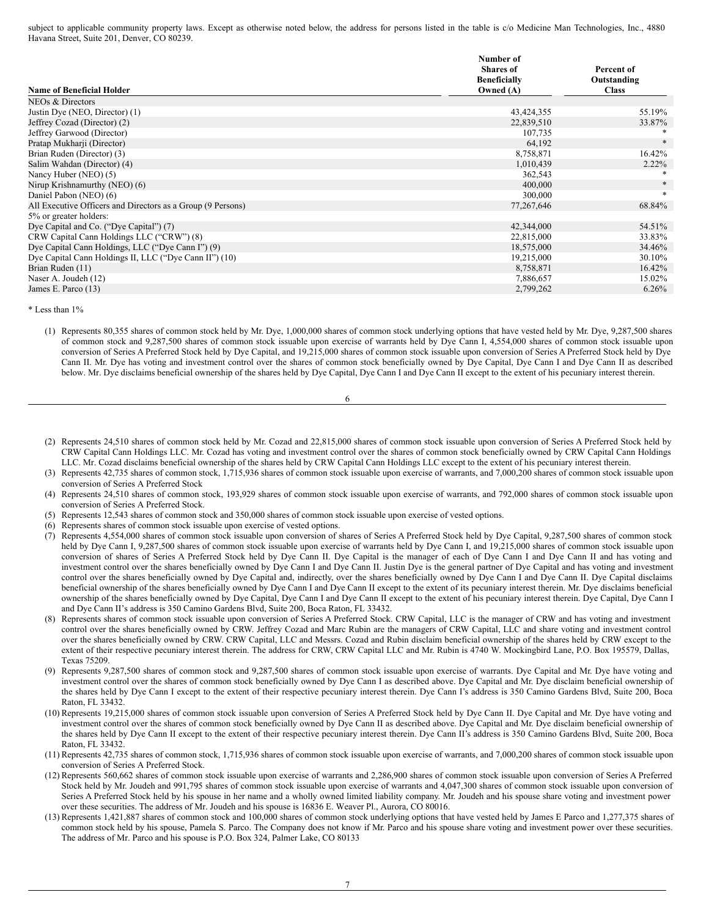subject to applicable community property laws. Except as otherwise noted below, the address for persons listed in the table is c/o Medicine Man Technologies, Inc., 4880 Havana Street, Suite 201, Denver, CO 80239.

| Name of Beneficial Holder | Number of Shares of Beneficially Owned (A) | Percent of Outstanding Class |
|---|---|---|
| NEOs & Directors | | |
| Justin Dye (NEO, Director) (1) | 43,424,355 | 55.19% |
| Jeffrey Cozad (Director) (2) | 22,839,510 | 33.87% |
| Jeffrey Garwood (Director) | 107,735 | * |
| Pratap Mukharji (Director) | 64,192 | * |
| Brian Ruden (Director) (3) | 8,758,871 | 16.42% |
| Salim Wahdan (Director) (4) | 1,010,439 | 2.22% |
| Nancy Huber (NEO) (5) | 362,543 | * |
| Nirup Krishnamurthy (NEO) (6) | 400,000 | * |
| Daniel Pabon (NEO) (6) | 300,000 | * |
| All Executive Officers and Directors as a Group (9 Persons) | 77,267,646 | 68.84% |
| 5% or greater holders: | | |
| Dye Capital and Co. ("Dye Capital") (7) | 42,344,000 | 54.51% |
| CRW Capital Cann Holdings LLC ("CRW") (8) | 22,815,000 | 33.83% |
| Dye Capital Cann Holdings, LLC ("Dye Cann I") (9) | 18,575,000 | 34.46% |
| Dye Capital Cann Holdings II, LLC ("Dye Cann II") (10) | 19,215,000 | 30.10% |
| Brian Ruden (11) | 8,758,871 | 16.42% |
| Naser A. Joudeh (12) | 7,886,657 | 15.02% |
| James E. Parco (13) | 2,799,262 | 6.26% |

* Less than 1%

(1) Represents 80,355 shares of common stock held by Mr. Dye, 1,000,000 shares of common stock underlying options that have vested held by Mr. Dye, 9,287,500 shares of common stock and 9,287,500 shares of common stock issuable upon exercise of warrants held by Dye Cann I, 4,554,000 shares of common stock issuable upon conversion of Series A Preferred Stock held by Dye Capital, and 19,215,000 shares of common stock issuable upon conversion of Series A Preferred Stock held by Dye Cann II. Mr. Dye has voting and investment control over the shares of common stock beneficially owned by Dye Capital, Dye Cann I and Dye Cann II as described below. Mr. Dye disclaims beneficial ownership of the shares held by Dye Capital, Dye Cann I and Dye Cann II except to the extent of his pecuniary interest therein.

(2) Represents 24,510 shares of common stock held by Mr. Cozad and 22,815,000 shares of common stock issuable upon conversion of Series A Preferred Stock held by CRW Capital Cann Holdings LLC. Mr. Cozad has voting and investment control over the shares of common stock beneficially owned by CRW Capital Cann Holdings LLC. Mr. Cozad disclaims beneficial ownership of the shares held by CRW Capital Cann Holdings LLC except to the extent of his pecuniary interest therein.

(3) Represents 42,735 shares of common stock, 1,715,936 shares of common stock issuable upon exercise of warrants, and 7,000,200 shares of common stock issuable upon conversion of Series A Preferred Stock

(4) Represents 24,510 shares of common stock, 193,929 shares of common stock issuable upon exercise of warrants, and 792,000 shares of common stock issuable upon conversion of Series A Preferred Stock.

(5) Represents 12,543 shares of common stock and 350,000 shares of common stock issuable upon exercise of vested options.

(6) Represents shares of common stock issuable upon exercise of vested options.

(7) Represents 4,554,000 shares of common stock issuable upon conversion of shares of Series A Preferred Stock held by Dye Capital, 9,287,500 shares of common stock held by Dye Cann I, 9,287,500 shares of common stock issuable upon exercise of warrants held by Dye Cann I, and 19,215,000 shares of common stock issuable upon conversion of shares of Series A Preferred Stock held by Dye Cann II. Dye Capital is the manager of each of Dye Cann I and Dye Cann II and has voting and investment control over the shares beneficially owned by Dye Cann I and Dye Cann II. Justin Dye is the general partner of Dye Capital and has voting and investment control over the shares beneficially owned by Dye Capital and, indirectly, over the shares beneficially owned by Dye Cann I and Dye Cann II. Dye Capital disclaims beneficial ownership of the shares beneficially owned by Dye Cann I and Dye Cann II except to the extent of its pecuniary interest therein. Mr. Dye disclaims beneficial ownership of the shares beneficially owned by Dye Capital, Dye Cann I and Dye Cann II except to the extent of his pecuniary interest therein. Dye Capital, Dye Cann I and Dye Cann II's address is 350 Camino Gardens Blvd, Suite 200, Boca Raton, FL 33432.

(8) Represents shares of common stock issuable upon conversion of Series A Preferred Stock. CRW Capital, LLC is the manager of CRW and has voting and investment control over the shares beneficially owned by CRW. Jeffrey Cozad and Marc Rubin are the managers of CRW Capital, LLC and share voting and investment control over the shares beneficially owned by CRW. CRW Capital, LLC and Messrs. Cozad and Rubin disclaim beneficial ownership of the shares held by CRW except to the extent of their respective pecuniary interest therein. The address for CRW, CRW Capital LLC and Mr. Rubin is 4740 W. Mockingbird Lane, P.O. Box 195579, Dallas, Texas 75209.

(9) Represents 9,287,500 shares of common stock and 9,287,500 shares of common stock issuable upon exercise of warrants. Dye Capital and Mr. Dye have voting and investment control over the shares of common stock beneficially owned by Dye Cann I as described above. Dye Capital and Mr. Dye disclaim beneficial ownership of the shares held by Dye Cann I except to the extent of their respective pecuniary interest therein. Dye Cann I's address is 350 Camino Gardens Blvd, Suite 200, Boca Raton, FL 33432.

(10) Represents 19,215,000 shares of common stock issuable upon conversion of Series A Preferred Stock held by Dye Cann II. Dye Capital and Mr. Dye have voting and investment control over the shares of common stock beneficially owned by Dye Cann II as described above. Dye Capital and Mr. Dye disclaim beneficial ownership of the shares held by Dye Cann II except to the extent of their respective pecuniary interest therein. Dye Cann II's address is 350 Camino Gardens Blvd, Suite 200, Boca Raton, FL 33432.

(11) Represents 42,735 shares of common stock, 1,715,936 shares of common stock issuable upon exercise of warrants, and 7,000,200 shares of common stock issuable upon conversion of Series A Preferred Stock.

(12) Represents 560,662 shares of common stock issuable upon exercise of warrants and 2,286,900 shares of common stock issuable upon conversion of Series A Preferred Stock held by Mr. Joudeh and 991,795 shares of common stock issuable upon exercise of warrants and 4,047,300 shares of common stock issuable upon conversion of Series A Preferred Stock held by his spouse in her name and a wholly owned limited liability company. Mr. Joudeh and his spouse share voting and investment power over these securities. The address of Mr. Joudeh and his spouse is 16836 E. Weaver Pl., Aurora, CO 80016.

(13) Represents 1,421,887 shares of common stock and 100,000 shares of common stock underlying options that have vested held by James E Parco and 1,277,375 shares of common stock held by his spouse, Pamela S. Parco. The Company does not know if Mr. Parco and his spouse share voting and investment power over these securities. The address of Mr. Parco and his spouse is P.O. Box 324, Palmer Lake, CO 80133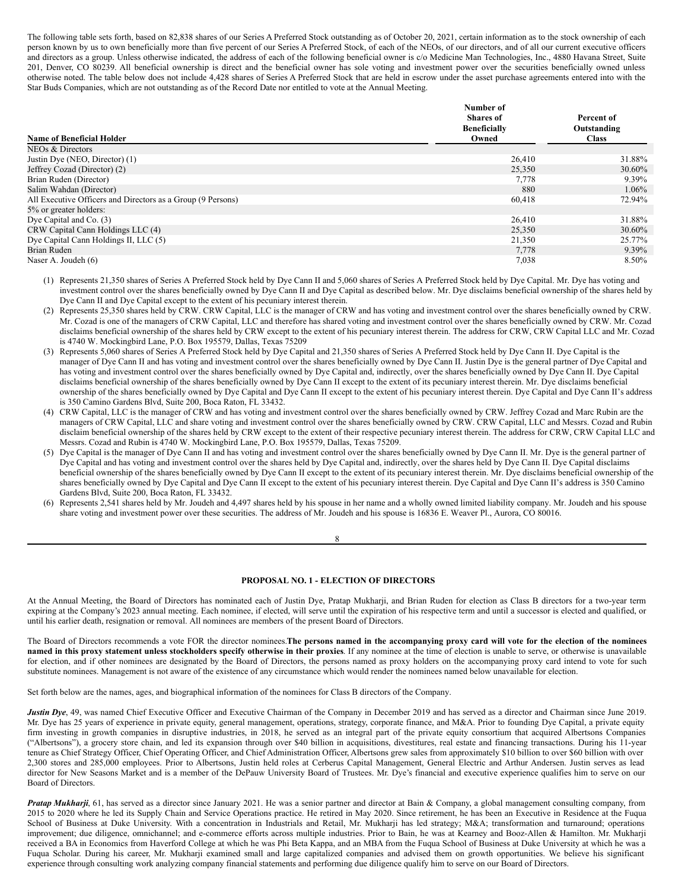The following table sets forth, based on 82,838 shares of our Series A Preferred Stock outstanding as of October 20, 2021, certain information as to the stock ownership of each person known by us to own beneficially more than five percent of our Series A Preferred Stock, of each of the NEOs, of our directors, and of all our current executive officers and directors as a group. Unless otherwise indicated, the address of each of the following beneficial owner is c/o Medicine Man Technologies, Inc., 4880 Havana Street, Suite 201, Denver, CO 80239. All beneficial ownership is direct and the beneficial owner has sole voting and investment power over the securities beneficially owned unless otherwise noted. The table below does not include 4,428 shares of Series A Preferred Stock that are held in escrow under the asset purchase agreements entered into with the Star Buds Companies, which are not outstanding as of the Record Date nor entitled to vote at the Annual Meeting.

| Name of Beneficial Holder | Number of Shares of Beneficially Owned | Percent of Outstanding Class |
|---|---|---|
| NEOs & Directors | | |
| Justin Dye (NEO, Director) (1) | 26,410 | 31.88% |
| Jeffrey Cozad (Director) (2) | 25,350 | 30.60% |
| Brian Ruden (Director) | 7,778 | 9.39% |
| Salim Wahdan (Director) | 880 | 1.06% |
| All Executive Officers and Directors as a Group (9 Persons) | 60,418 | 72.94% |
| 5% or greater holders: | | |
| Dye Capital and Co. (3) | 26,410 | 31.88% |
| CRW Capital Cann Holdings LLC (4) | 25,350 | 30.60% |
| Dye Capital Cann Holdings II, LLC (5) | 21,350 | 25.77% |
| Brian Ruden | 7,778 | 9.39% |
| Naser A. Joudeh (6) | 7,038 | 8.50% |

(1) Represents 21,350 shares of Series A Preferred Stock held by Dye Cann II and 5,060 shares of Series A Preferred Stock held by Dye Capital. Mr. Dye has voting and investment control over the shares beneficially owned by Dye Cann II and Dye Capital as described below. Mr. Dye disclaims beneficial ownership of the shares held by Dye Cann II and Dye Capital except to the extent of his pecuniary interest therein.

(2) Represents 25,350 shares held by CRW. CRW Capital, LLC is the manager of CRW and has voting and investment control over the shares beneficially owned by CRW. Mr. Cozad is one of the managers of CRW Capital, LLC and therefore has shared voting and investment control over the shares beneficially owned by CRW. Mr. Cozad disclaims beneficial ownership of the shares held by CRW except to the extent of his pecuniary interest therein. The address for CRW, CRW Capital LLC and Mr. Cozad is 4740 W. Mockingbird Lane, P.O. Box 195579, Dallas, Texas 75209

(3) Represents 5,060 shares of Series A Preferred Stock held by Dye Capital and 21,350 shares of Series A Preferred Stock held by Dye Cann II. Dye Capital is the manager of Dye Cann II and has voting and investment control over the shares beneficially owned by Dye Cann II. Justin Dye is the general partner of Dye Capital and has voting and investment control over the shares beneficially owned by Dye Capital and, indirectly, over the shares beneficially owned by Dye Cann II. Dye Capital disclaims beneficial ownership of the shares beneficially owned by Dye Cann II except to the extent of its pecuniary interest therein. Mr. Dye disclaims beneficial ownership of the shares beneficially owned by Dye Capital and Dye Cann II except to the extent of his pecuniary interest therein. Dye Capital and Dye Cann II's address is 350 Camino Gardens Blvd, Suite 200, Boca Raton, FL 33432.

(4) CRW Capital, LLC is the manager of CRW and has voting and investment control over the shares beneficially owned by CRW. Jeffrey Cozad and Marc Rubin are the managers of CRW Capital, LLC and share voting and investment control over the shares beneficially owned by CRW. CRW Capital, LLC and Messrs. Cozad and Rubin disclaim beneficial ownership of the shares held by CRW except to the extent of their respective pecuniary interest therein. The address for CRW, CRW Capital LLC and Messrs. Cozad and Rubin is 4740 W. Mockingbird Lane, P.O. Box 195579, Dallas, Texas 75209.

(5) Dye Capital is the manager of Dye Cann II and has voting and investment control over the shares beneficially owned by Dye Cann II. Mr. Dye is the general partner of Dye Capital and has voting and investment control over the shares held by Dye Capital and, indirectly, over the shares held by Dye Cann II. Dye Capital disclaims beneficial ownership of the shares beneficially owned by Dye Cann II except to the extent of its pecuniary interest therein. Mr. Dye disclaims beneficial ownership of the shares beneficially owned by Dye Capital and Dye Cann II except to the extent of his pecuniary interest therein. Dye Capital and Dye Cann II's address is 350 Camino Gardens Blvd, Suite 200, Boca Raton, FL 33432.

(6) Represents 2,541 shares held by Mr. Joudeh and 4,497 shares held by his spouse in her name and a wholly owned limited liability company. Mr. Joudeh and his spouse share voting and investment power over these securities. The address of Mr. Joudeh and his spouse is 16836 E. Weaver Pl., Aurora, CO 80016.

## PROPOSAL NO. 1 - ELECTION OF DIRECTORS

At the Annual Meeting, the Board of Directors has nominated each of Justin Dye, Pratap Mukharji, and Brian Ruden for election as Class B directors for a two-year term expiring at the Company's 2023 annual meeting. Each nominee, if elected, will serve until the expiration of his respective term and until a successor is elected and qualified, or until his earlier death, resignation or removal. All nominees are members of the present Board of Directors.

The Board of Directors recommends a vote FOR the director nominees.**The persons named in the accompanying proxy card will vote for the election of the nominees named in this proxy statement unless stockholders specify otherwise in their proxies**. If any nominee at the time of election is unable to serve, or otherwise is unavailable for election, and if other nominees are designated by the Board of Directors, the persons named as proxy holders on the accompanying proxy card intend to vote for such substitute nominees. Management is not aware of the existence of any circumstance which would render the nominees named below unavailable for election.

Set forth below are the names, ages, and biographical information of the nominees for Class B directors of the Company.

***Justin Dye***, 49, was named Chief Executive Officer and Executive Chairman of the Company in December 2019 and has served as a director and Chairman since June 2019. Mr. Dye has 25 years of experience in private equity, general management, operations, strategy, corporate finance, and M&A. Prior to founding Dye Capital, a private equity firm investing in growth companies in disruptive industries, in 2018, he served as an integral part of the private equity consortium that acquired Albertsons Companies ("Albertsons"), a grocery store chain, and led its expansion through over $40 billion in acquisitions, divestitures, real estate and financing transactions. During his 11-year tenure as Chief Strategy Officer, Chief Operating Officer, and Chief Administration Officer, Albertsons grew sales from approximately $10 billion to over $60 billion with over 2,300 stores and 285,000 employees. Prior to Albertsons, Justin held roles at Cerberus Capital Management, General Electric and Arthur Andersen. Justin serves as lead director for New Seasons Market and is a member of the DePauw University Board of Trustees. Mr. Dye's financial and executive experience qualifies him to serve on our Board of Directors.

***Pratap Mukharji***, 61, has served as a director since January 2021. He was a senior partner and director at Bain & Company, a global management consulting company, from 2015 to 2020 where he led its Supply Chain and Service Operations practice. He retired in May 2020. Since retirement, he has been an Executive in Residence at the Fuqua School of Business at Duke University. With a concentration in Industrials and Retail, Mr. Mukharji has led strategy; M&A; transformation and turnaround; operations improvement; due diligence, omnichannel; and e-commerce efforts across multiple industries. Prior to Bain, he was at Kearney and Booz-Allen & Hamilton. Mr. Mukharji received a BA in Economics from Haverford College at which he was Phi Beta Kappa, and an MBA from the Fuqua School of Business at Duke University at which he was a Fuqua Scholar. During his career, Mr. Mukharji examined small and large capitalized companies and advised them on growth opportunities. We believe his significant experience through consulting work analyzing company financial statements and performing due diligence qualify him to serve on our Board of Directors.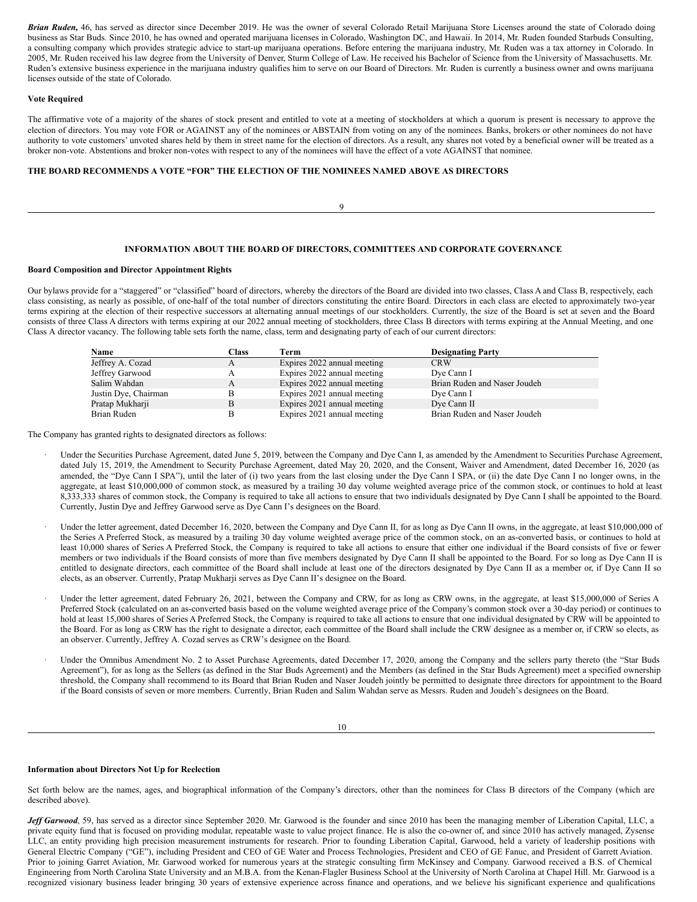***Brian Ruden,*** 46, has served as director since December 2019. He was the owner of several Colorado Retail Marijuana Store Licenses around the state of Colorado doing business as Star Buds. Since 2010, he has owned and operated marijuana licenses in Colorado, Washington DC, and Hawaii. In 2014, Mr. Ruden founded Starbuds Consulting, a consulting company which provides strategic advice to start-up marijuana operations. Before entering the marijuana industry, Mr. Ruden was a tax attorney in Colorado. In 2005, Mr. Ruden received his law degree from the University of Denver, Sturm College of Law. He received his Bachelor of Science from the University of Massachusetts. Mr. Ruden's extensive business experience in the marijuana industry qualifies him to serve on our Board of Directors. Mr. Ruden is currently a business owner and owns marijuana licenses outside of the state of Colorado.

**Vote Required**

The affirmative vote of a majority of the shares of stock present and entitled to vote at a meeting of stockholders at which a quorum is present is necessary to approve the election of directors. You may vote FOR or AGAINST any of the nominees or ABSTAIN from voting on any of the nominees. Banks, brokers or other nominees do not have authority to vote customers' unvoted shares held by them in street name for the election of directors. As a result, any shares not voted by a beneficial owner will be treated as a broker non-vote. Abstentions and broker non-votes with respect to any of the nominees will have the effect of a vote AGAINST that nominee.

**THE BOARD RECOMMENDS A VOTE "FOR" THE ELECTION OF THE NOMINEES NAMED ABOVE AS DIRECTORS**

## INFORMATION ABOUT THE BOARD OF DIRECTORS, COMMITTEES AND CORPORATE GOVERNANCE

**Board Composition and Director Appointment Rights**

Our bylaws provide for a "staggered" or "classified" board of directors, whereby the directors of the Board are divided into two classes, Class A and Class B, respectively, each class consisting, as nearly as possible, of one-half of the total number of directors constituting the entire Board. Directors in each class are elected to approximately two-year terms expiring at the election of their respective successors at alternating annual meetings of our stockholders. Currently, the size of the Board is set at seven and the Board consists of three Class A directors with terms expiring at our 2022 annual meeting of stockholders, three Class B directors with terms expiring at the Annual Meeting, and one Class A director vacancy. The following table sets forth the name, class, term and designating party of each of our current directors:

| Name | Class | Term | Designating Party |
|---|---|---|---|
| Jeffrey A. Cozad | A | Expires 2022 annual meeting | CRW |
| Jeffrey Garwood | A | Expires 2022 annual meeting | Dye Cann I |
| Salim Wahdan | A | Expires 2022 annual meeting | Brian Ruden and Naser Joudeh |
| Justin Dye, Chairman | B | Expires 2021 annual meeting | Dye Cann I |
| Pratap Mukharji | B | Expires 2021 annual meeting | Dye Cann II |
| Brian Ruden | B | Expires 2021 annual meeting | Brian Ruden and Naser Joudeh |

The Company has granted rights to designated directors as follows:

- Under the Securities Purchase Agreement, dated June 5, 2019, between the Company and Dye Cann I, as amended by the Amendment to Securities Purchase Agreement, dated July 15, 2019, the Amendment to Security Purchase Agreement, dated May 20, 2020, and the Consent, Waiver and Amendment, dated December 16, 2020 (as amended, the "Dye Cann I SPA"), until the later of (i) two years from the last closing under the Dye Cann I SPA, or (ii) the date Dye Cann I no longer owns, in the aggregate, at least $10,000,000 of common stock, as measured by a trailing 30 day volume weighted average price of the common stock, or continues to hold at least 8,333,333 shares of common stock, the Company is required to take all actions to ensure that two individuals designated by Dye Cann I shall be appointed to the Board. Currently, Justin Dye and Jeffrey Garwood serve as Dye Cann I's designees on the Board.
- Under the letter agreement, dated December 16, 2020, between the Company and Dye Cann II, for as long as Dye Cann II owns, in the aggregate, at least $10,000,000 of the Series A Preferred Stock, as measured by a trailing 30 day volume weighted average price of the common stock, on an as-converted basis, or continues to hold at least 10,000 shares of Series A Preferred Stock, the Company is required to take all actions to ensure that either one individual if the Board consists of five or fewer members or two individuals if the Board consists of more than five members designated by Dye Cann II shall be appointed to the Board. For so long as Dye Cann II is entitled to designate directors, each committee of the Board shall include at least one of the directors designated by Dye Cann II as a member or, if Dye Cann II so elects, as an observer. Currently, Pratap Mukharji serves as Dye Cann II's designee on the Board.
- Under the letter agreement, dated February 26, 2021, between the Company and CRW, for as long as CRW owns, in the aggregate, at least $15,000,000 of Series A Preferred Stock (calculated on an as-converted basis based on the volume weighted average price of the Company's common stock over a 30-day period) or continues to hold at least 15,000 shares of Series A Preferred Stock, the Company is required to take all actions to ensure that one individual designated by CRW will be appointed to the Board. For as long as CRW has the right to designate a director, each committee of the Board shall include the CRW designee as a member or, if CRW so elects, as an observer. Currently, Jeffrey A. Cozad serves as CRW's designee on the Board.
- Under the Omnibus Amendment No. 2 to Asset Purchase Agreements, dated December 17, 2020, among the Company and the sellers party thereto (the "Star Buds Agreement"), for as long as the Sellers (as defined in the Star Buds Agreement) and the Members (as defined in the Star Buds Agreement) meet a specified ownership threshold, the Company shall recommend to its Board that Brian Ruden and Naser Joudeh jointly be permitted to designate three directors for appointment to the Board if the Board consists of seven or more members. Currently, Brian Ruden and Salim Wahdan serve as Messrs. Ruden and Joudeh's designees on the Board.

**Information about Directors Not Up for Reelection**

Set forth below are the names, ages, and biographical information of the Company's directors, other than the nominees for Class B directors of the Company (which are described above).

***Jeff Garwood***, 59, has served as a director since September 2020. Mr. Garwood is the founder and since 2010 has been the managing member of Liberation Capital, LLC, a private equity fund that is focused on providing modular, repeatable waste to value project finance. He is also the co-owner of, and since 2010 has actively managed, Zysense LLC, an entity providing high precision measurement instruments for research. Prior to founding Liberation Capital, Garwood, held a variety of leadership positions with General Electric Company ("GE"), including President and CEO of GE Water and Process Technologies, President and CEO of GE Fanuc, and President of Garrett Aviation. Prior to joining Garret Aviation, Mr. Garwood worked for numerous years at the strategic consulting firm McKinsey and Company. Garwood received a B.S. of Chemical Engineering from North Carolina State University and an M.B.A. from the Kenan-Flagler Business School at the University of North Carolina at Chapel Hill. Mr. Garwood is a recognized visionary business leader bringing 30 years of extensive experience across finance and operations, and we believe his significant experience and qualifications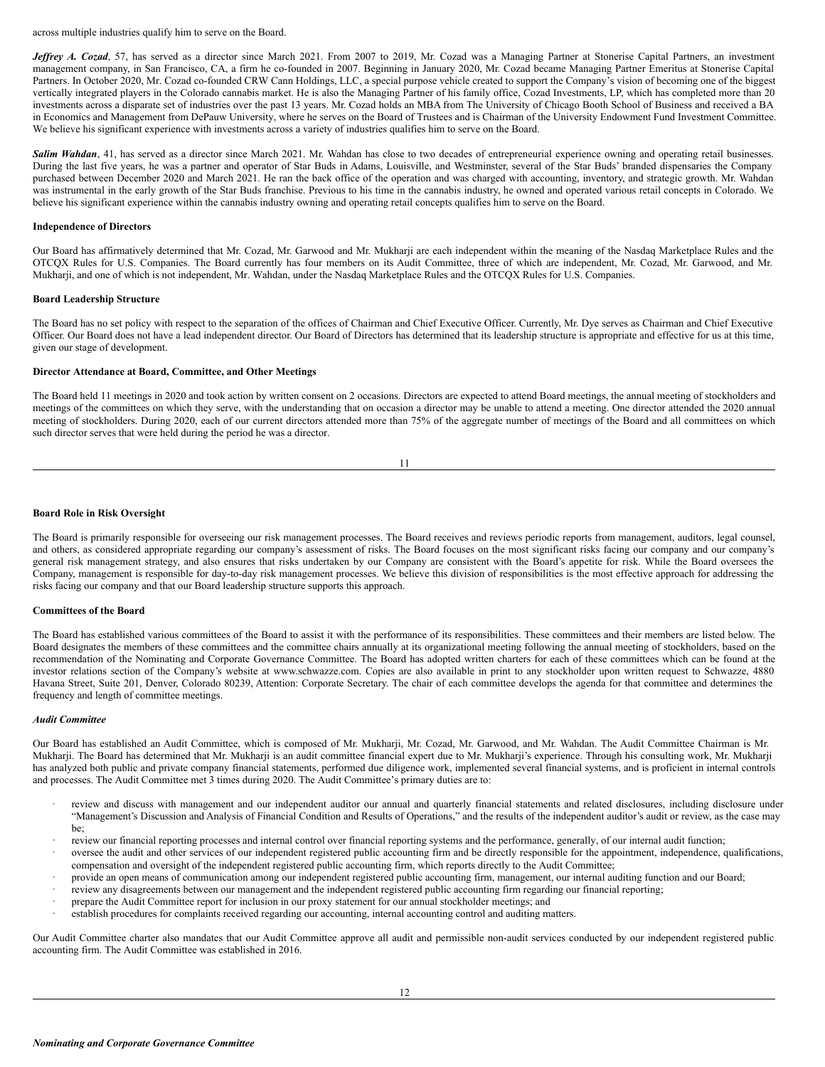across multiple industries qualify him to serve on the Board.

***Jeffrey A. Cozad***, 57, has served as a director since March 2021. From 2007 to 2019, Mr. Cozad was a Managing Partner at Stonerise Capital Partners, an investment management company, in San Francisco, CA, a firm he co-founded in 2007. Beginning in January 2020, Mr. Cozad became Managing Partner Emeritus at Stonerise Capital Partners. In October 2020, Mr. Cozad co-founded CRW Cann Holdings, LLC, a special purpose vehicle created to support the Company's vision of becoming one of the biggest vertically integrated players in the Colorado cannabis market. He is also the Managing Partner of his family office, Cozad Investments, LP, which has completed more than 20 investments across a disparate set of industries over the past 13 years. Mr. Cozad holds an MBA from The University of Chicago Booth School of Business and received a BA in Economics and Management from DePauw University, where he serves on the Board of Trustees and is Chairman of the University Endowment Fund Investment Committee. We believe his significant experience with investments across a variety of industries qualifies him to serve on the Board.

***Salim Wahdan***, 41, has served as a director since March 2021. Mr. Wahdan has close to two decades of entrepreneurial experience owning and operating retail businesses. During the last five years, he was a partner and operator of Star Buds in Adams, Louisville, and Westminster, several of the Star Buds' branded dispensaries the Company purchased between December 2020 and March 2021. He ran the back office of the operation and was charged with accounting, inventory, and strategic growth. Mr. Wahdan was instrumental in the early growth of the Star Buds franchise. Previous to his time in the cannabis industry, he owned and operated various retail concepts in Colorado. We believe his significant experience within the cannabis industry owning and operating retail concepts qualifies him to serve on the Board.

**Independence of Directors**

Our Board has affirmatively determined that Mr. Cozad, Mr. Garwood and Mr. Mukharji are each independent within the meaning of the Nasdaq Marketplace Rules and the OTCQX Rules for U.S. Companies. The Board currently has four members on its Audit Committee, three of which are independent, Mr. Cozad, Mr. Garwood, and Mr. Mukharji, and one of which is not independent, Mr. Wahdan, under the Nasdaq Marketplace Rules and the OTCQX Rules for U.S. Companies.

**Board Leadership Structure**

The Board has no set policy with respect to the separation of the offices of Chairman and Chief Executive Officer. Currently, Mr. Dye serves as Chairman and Chief Executive Officer. Our Board does not have a lead independent director. Our Board of Directors has determined that its leadership structure is appropriate and effective for us at this time, given our stage of development.

**Director Attendance at Board, Committee, and Other Meetings**

The Board held 11 meetings in 2020 and took action by written consent on 2 occasions. Directors are expected to attend Board meetings, the annual meeting of stockholders and meetings of the committees on which they serve, with the understanding that on occasion a director may be unable to attend a meeting. One director attended the 2020 annual meeting of stockholders. During 2020, each of our current directors attended more than 75% of the aggregate number of meetings of the Board and all committees on which such director serves that were held during the period he was a director.

**Board Role in Risk Oversight**

The Board is primarily responsible for overseeing our risk management processes. The Board receives and reviews periodic reports from management, auditors, legal counsel, and others, as considered appropriate regarding our company's assessment of risks. The Board focuses on the most significant risks facing our company and our company's general risk management strategy, and also ensures that risks undertaken by our Company are consistent with the Board's appetite for risk. While the Board oversees the Company, management is responsible for day-to-day risk management processes. We believe this division of responsibilities is the most effective approach for addressing the risks facing our company and that our Board leadership structure supports this approach.

**Committees of the Board**

The Board has established various committees of the Board to assist it with the performance of its responsibilities. These committees and their members are listed below. The Board designates the members of these committees and the committee chairs annually at its organizational meeting following the annual meeting of stockholders, based on the recommendation of the Nominating and Corporate Governance Committee. The Board has adopted written charters for each of these committees which can be found at the investor relations section of the Company's website at www.schwazze.com. Copies are also available in print to any stockholder upon written request to Schwazze, 4880 Havana Street, Suite 201, Denver, Colorado 80239, Attention: Corporate Secretary. The chair of each committee develops the agenda for that committee and determines the frequency and length of committee meetings.

***Audit Committee***

Our Board has established an Audit Committee, which is composed of Mr. Mukharji, Mr. Cozad, Mr. Garwood, and Mr. Wahdan. The Audit Committee Chairman is Mr. Mukharji. The Board has determined that Mr. Mukharji is an audit committee financial expert due to Mr. Mukharji's experience. Through his consulting work, Mr. Mukharji has analyzed both public and private company financial statements, performed due diligence work, implemented several financial systems, and is proficient in internal controls and processes. The Audit Committee met 3 times during 2020. The Audit Committee's primary duties are to:

- review and discuss with management and our independent auditor our annual and quarterly financial statements and related disclosures, including disclosure under "Management's Discussion and Analysis of Financial Condition and Results of Operations," and the results of the independent auditor's audit or review, as the case may be;
- review our financial reporting processes and internal control over financial reporting systems and the performance, generally, of our internal audit function;
- oversee the audit and other services of our independent registered public accounting firm and be directly responsible for the appointment, independence, qualifications, compensation and oversight of the independent registered public accounting firm, which reports directly to the Audit Committee;
- provide an open means of communication among our independent registered public accounting firm, management, our internal auditing function and our Board;
- review any disagreements between our management and the independent registered public accounting firm regarding our financial reporting;
- prepare the Audit Committee report for inclusion in our proxy statement for our annual stockholder meetings; and
- establish procedures for complaints received regarding our accounting, internal accounting control and auditing matters.

Our Audit Committee charter also mandates that our Audit Committee approve all audit and permissible non-audit services conducted by our independent registered public accounting firm. The Audit Committee was established in 2016.

***Nominating and Corporate Governance Committee***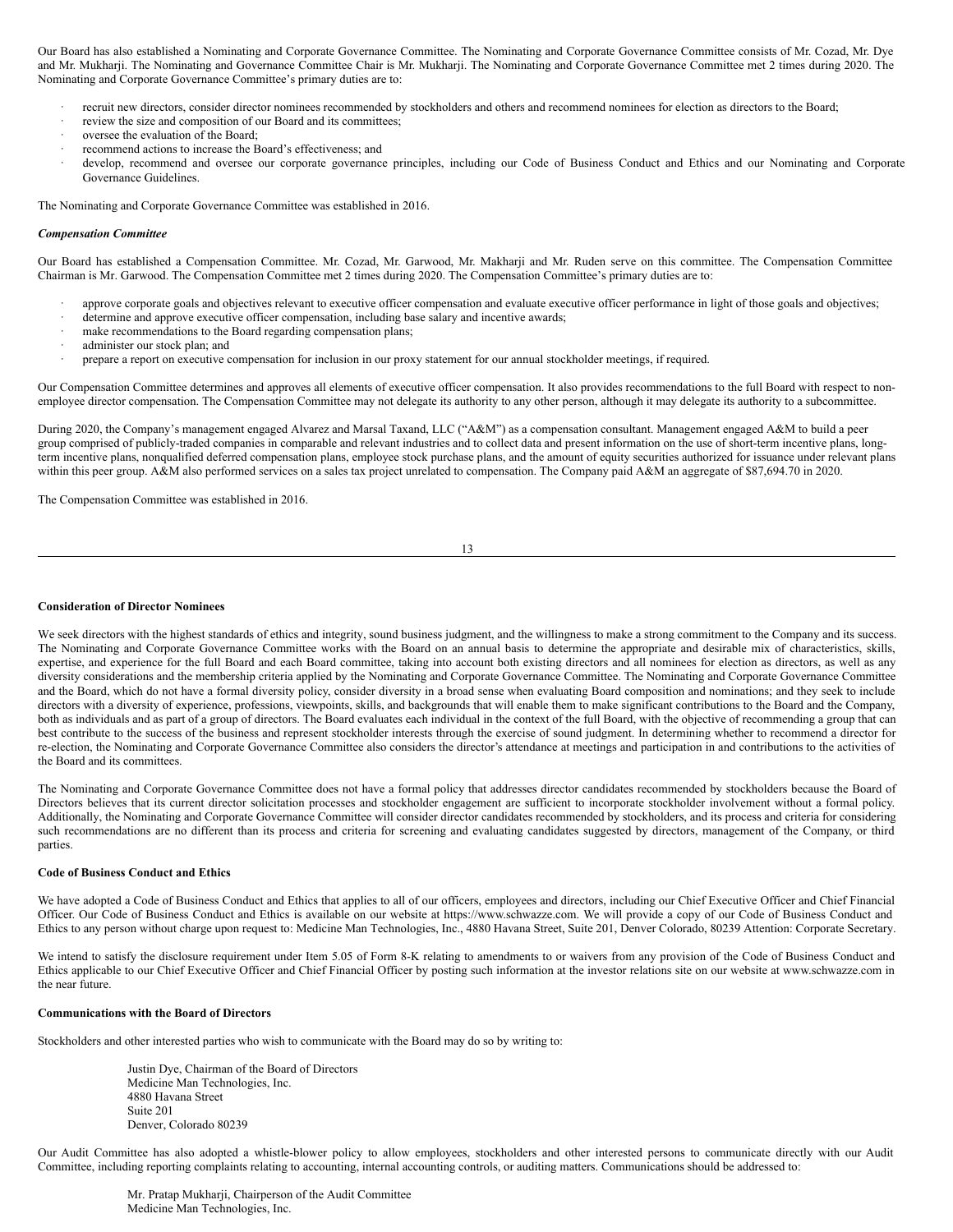Our Board has also established a Nominating and Corporate Governance Committee. The Nominating and Corporate Governance Committee consists of Mr. Cozad, Mr. Dye and Mr. Mukharji. The Nominating and Governance Committee Chair is Mr. Mukharji. The Nominating and Corporate Governance Committee met 2 times during 2020. The Nominating and Corporate Governance Committee's primary duties are to:

- recruit new directors, consider director nominees recommended by stockholders and others and recommend nominees for election as directors to the Board;
- review the size and composition of our Board and its committees;
- oversee the evaluation of the Board;
- recommend actions to increase the Board's effectiveness; and
- develop, recommend and oversee our corporate governance principles, including our Code of Business Conduct and Ethics and our Nominating and Corporate Governance Guidelines.

The Nominating and Corporate Governance Committee was established in 2016.

***Compensation Committee***

Our Board has established a Compensation Committee. Mr. Cozad, Mr. Garwood, Mr. Makharji and Mr. Ruden serve on this committee. The Compensation Committee Chairman is Mr. Garwood. The Compensation Committee met 2 times during 2020. The Compensation Committee's primary duties are to:

- approve corporate goals and objectives relevant to executive officer compensation and evaluate executive officer performance in light of those goals and objectives;
- determine and approve executive officer compensation, including base salary and incentive awards;
- make recommendations to the Board regarding compensation plans;
- administer our stock plan; and
- prepare a report on executive compensation for inclusion in our proxy statement for our annual stockholder meetings, if required.

Our Compensation Committee determines and approves all elements of executive officer compensation. It also provides recommendations to the full Board with respect to non-employee director compensation. The Compensation Committee may not delegate its authority to any other person, although it may delegate its authority to a subcommittee.

During 2020, the Company's management engaged Alvarez and Marsal Taxand, LLC ("A&M") as a compensation consultant. Management engaged A&M to build a peer group comprised of publicly-traded companies in comparable and relevant industries and to collect data and present information on the use of short-term incentive plans, long-term incentive plans, nonqualified deferred compensation plans, employee stock purchase plans, and the amount of equity securities authorized for issuance under relevant plans within this peer group. A&M also performed services on a sales tax project unrelated to compensation. The Company paid A&M an aggregate of $87,694.70 in 2020.

The Compensation Committee was established in 2016.

**Consideration of Director Nominees**

We seek directors with the highest standards of ethics and integrity, sound business judgment, and the willingness to make a strong commitment to the Company and its success. The Nominating and Corporate Governance Committee works with the Board on an annual basis to determine the appropriate and desirable mix of characteristics, skills, expertise, and experience for the full Board and each Board committee, taking into account both existing directors and all nominees for election as directors, as well as any diversity considerations and the membership criteria applied by the Nominating and Corporate Governance Committee. The Nominating and Corporate Governance Committee and the Board, which do not have a formal diversity policy, consider diversity in a broad sense when evaluating Board composition and nominations; and they seek to include directors with a diversity of experience, professions, viewpoints, skills, and backgrounds that will enable them to make significant contributions to the Board and the Company, both as individuals and as part of a group of directors. The Board evaluates each individual in the context of the full Board, with the objective of recommending a group that can best contribute to the success of the business and represent stockholder interests through the exercise of sound judgment. In determining whether to recommend a director for re-election, the Nominating and Corporate Governance Committee also considers the director's attendance at meetings and participation in and contributions to the activities of the Board and its committees.

The Nominating and Corporate Governance Committee does not have a formal policy that addresses director candidates recommended by stockholders because the Board of Directors believes that its current director solicitation processes and stockholder engagement are sufficient to incorporate stockholder involvement without a formal policy. Additionally, the Nominating and Corporate Governance Committee will consider director candidates recommended by stockholders, and its process and criteria for considering such recommendations are no different than its process and criteria for screening and evaluating candidates suggested by directors, management of the Company, or third parties.

**Code of Business Conduct and Ethics**

We have adopted a Code of Business Conduct and Ethics that applies to all of our officers, employees and directors, including our Chief Executive Officer and Chief Financial Officer. Our Code of Business Conduct and Ethics is available on our website at https://www.schwazze.com. We will provide a copy of our Code of Business Conduct and Ethics to any person without charge upon request to: Medicine Man Technologies, Inc., 4880 Havana Street, Suite 201, Denver Colorado, 80239 Attention: Corporate Secretary.

We intend to satisfy the disclosure requirement under Item 5.05 of Form 8-K relating to amendments to or waivers from any provision of the Code of Business Conduct and Ethics applicable to our Chief Executive Officer and Chief Financial Officer by posting such information at the investor relations site on our website at www.schwazze.com in the near future.

**Communications with the Board of Directors**

Stockholders and other interested parties who wish to communicate with the Board may do so by writing to:

Justin Dye, Chairman of the Board of Directors
Medicine Man Technologies, Inc.
4880 Havana Street
Suite 201
Denver, Colorado 80239

Our Audit Committee has also adopted a whistle-blower policy to allow employees, stockholders and other interested persons to communicate directly with our Audit Committee, including reporting complaints relating to accounting, internal accounting controls, or auditing matters. Communications should be addressed to:

Mr. Pratap Mukharji, Chairperson of the Audit Committee
Medicine Man Technologies, Inc.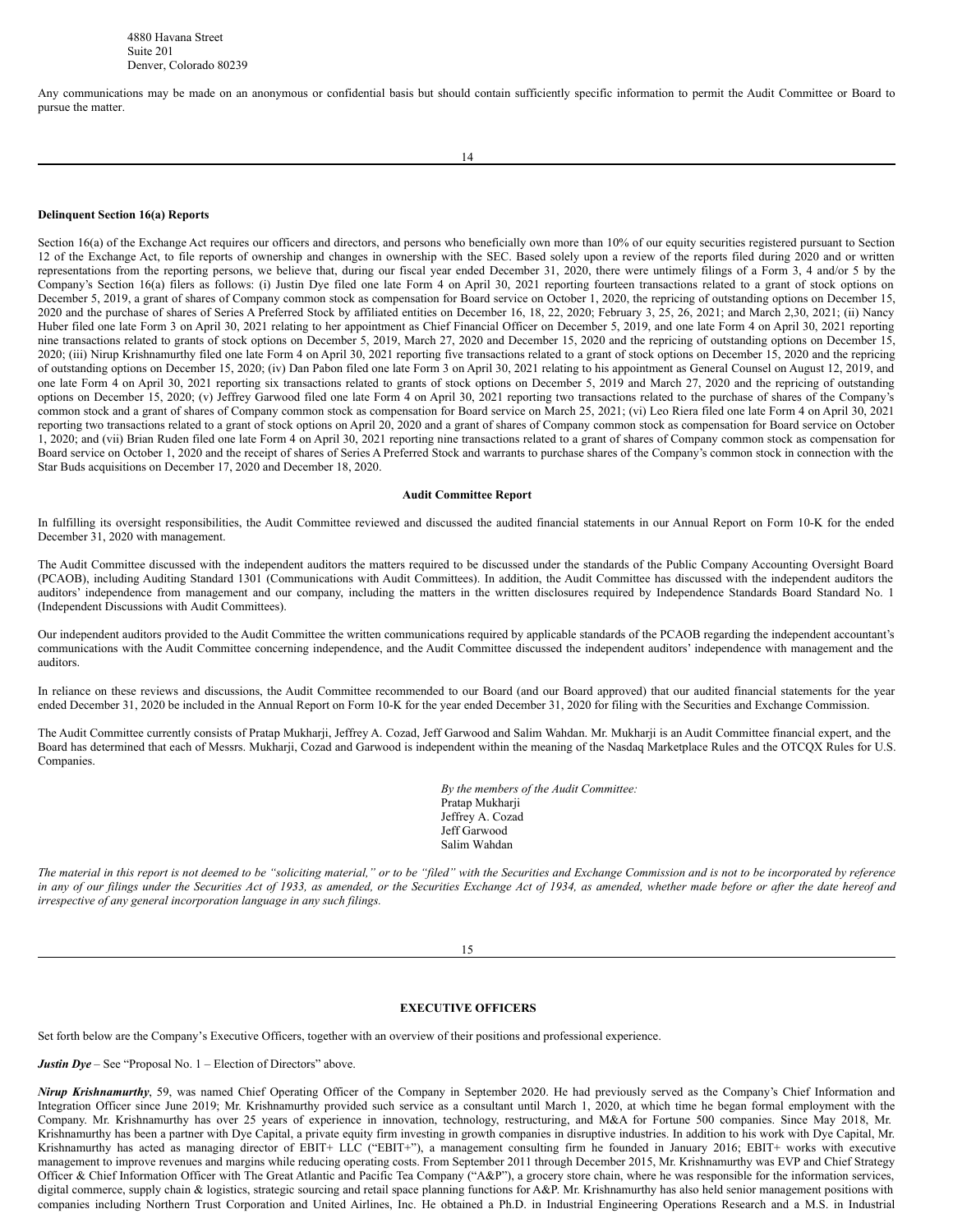4880 Havana Street
Suite 201
Denver, Colorado 80239

Any communications may be made on an anonymous or confidential basis but should contain sufficiently specific information to permit the Audit Committee or Board to pursue the matter.

**Delinquent Section 16(a) Reports**

Section 16(a) of the Exchange Act requires our officers and directors, and persons who beneficially own more than 10% of our equity securities registered pursuant to Section 12 of the Exchange Act, to file reports of ownership and changes in ownership with the SEC. Based solely upon a review of the reports filed during 2020 and or written representations from the reporting persons, we believe that, during our fiscal year ended December 31, 2020, there were untimely filings of a Form 3, 4 and/or 5 by the Company's Section 16(a) filers as follows: (i) Justin Dye filed one late Form 4 on April 30, 2021 reporting fourteen transactions related to a grant of stock options on December 5, 2019, a grant of shares of Company common stock as compensation for Board service on October 1, 2020, the repricing of outstanding options on December 15, 2020 and the purchase of shares of Series A Preferred Stock by affiliated entities on December 16, 18, 22, 2020; February 3, 25, 26, 2021; and March 2,30, 2021; (ii) Nancy Huber filed one late Form 3 on April 30, 2021 relating to her appointment as Chief Financial Officer on December 5, 2019, and one late Form 4 on April 30, 2021 reporting nine transactions related to grants of stock options on December 5, 2019, March 27, 2020 and December 15, 2020 and the repricing of outstanding options on December 15, 2020; (iii) Nirup Krishnamurthy filed one late Form 4 on April 30, 2021 reporting five transactions related to a grant of stock options on December 15, 2020 and the repricing of outstanding options on December 15, 2020; (iv) Dan Pabon filed one late Form 3 on April 30, 2021 relating to his appointment as General Counsel on August 12, 2019, and one late Form 4 on April 30, 2021 reporting six transactions related to grants of stock options on December 5, 2019 and March 27, 2020 and the repricing of outstanding options on December 15, 2020; (v) Jeffrey Garwood filed one late Form 4 on April 30, 2021 reporting two transactions related to the purchase of shares of the Company's common stock and a grant of shares of Company common stock as compensation for Board service on March 25, 2021; (vi) Leo Riera filed one late Form 4 on April 30, 2021 reporting two transactions related to a grant of stock options on April 20, 2020 and a grant of shares of Company common stock as compensation for Board service on October 1, 2020; and (vii) Brian Ruden filed one late Form 4 on April 30, 2021 reporting nine transactions related to a grant of shares of Company common stock as compensation for Board service on October 1, 2020 and the receipt of shares of Series A Preferred Stock and warrants to purchase shares of the Company's common stock in connection with the Star Buds acquisitions on December 17, 2020 and December 18, 2020.

**Audit Committee Report**

In fulfilling its oversight responsibilities, the Audit Committee reviewed and discussed the audited financial statements in our Annual Report on Form 10-K for the ended December 31, 2020 with management.

The Audit Committee discussed with the independent auditors the matters required to be discussed under the standards of the Public Company Accounting Oversight Board (PCAOB), including Auditing Standard 1301 (Communications with Audit Committees). In addition, the Audit Committee has discussed with the independent auditors the auditors' independence from management and our company, including the matters in the written disclosures required by Independence Standards Board Standard No. 1 (Independent Discussions with Audit Committees).

Our independent auditors provided to the Audit Committee the written communications required by applicable standards of the PCAOB regarding the independent accountant's communications with the Audit Committee concerning independence, and the Audit Committee discussed the independent auditors' independence with management and the auditors.

In reliance on these reviews and discussions, the Audit Committee recommended to our Board (and our Board approved) that our audited financial statements for the year ended December 31, 2020 be included in the Annual Report on Form 10-K for the year ended December 31, 2020 for filing with the Securities and Exchange Commission.

The Audit Committee currently consists of Pratap Mukharji, Jeffrey A. Cozad, Jeff Garwood and Salim Wahdan. Mr. Mukharji is an Audit Committee financial expert, and the Board has determined that each of Messrs. Mukharji, Cozad and Garwood is independent within the meaning of the Nasdaq Marketplace Rules and the OTCQX Rules for U.S. Companies.

*By the members of the Audit Committee:*
Pratap Mukharji
Jeffrey A. Cozad
Jeff Garwood
Salim Wahdan

*The material in this report is not deemed to be "soliciting material," or to be "filed" with the Securities and Exchange Commission and is not to be incorporated by reference in any of our filings under the Securities Act of 1933, as amended, or the Securities Exchange Act of 1934, as amended, whether made before or after the date hereof and irrespective of any general incorporation language in any such filings.*

**EXECUTIVE OFFICERS**

Set forth below are the Company's Executive Officers, together with an overview of their positions and professional experience.

***Justin Dye*** – See "Proposal No. 1 – Election of Directors" above.

***Nirup Krishnamurthy***, 59, was named Chief Operating Officer of the Company in September 2020. He had previously served as the Company's Chief Information and Integration Officer since June 2019; Mr. Krishnamurthy provided such service as a consultant until March 1, 2020, at which time he began formal employment with the Company. Mr. Krishnamurthy has over 25 years of experience in innovation, technology, restructuring, and M&A for Fortune 500 companies. Since May 2018, Mr. Krishnamurthy has been a partner with Dye Capital, a private equity firm investing in growth companies in disruptive industries. In addition to his work with Dye Capital, Mr. Krishnamurthy has acted as managing director of EBIT+ LLC ("EBIT+"), a management consulting firm he founded in January 2016; EBIT+ works with executive management to improve revenues and margins while reducing operating costs. From September 2011 through December 2015, Mr. Krishnamurthy was EVP and Chief Strategy Officer & Chief Information Officer with The Great Atlantic and Pacific Tea Company ("A&P"), a grocery store chain, where he was responsible for the information services, digital commerce, supply chain & logistics, strategic sourcing and retail space planning functions for A&P. Mr. Krishnamurthy has also held senior management positions with companies including Northern Trust Corporation and United Airlines, Inc. He obtained a Ph.D. in Industrial Engineering Operations Research and a M.S. in Industrial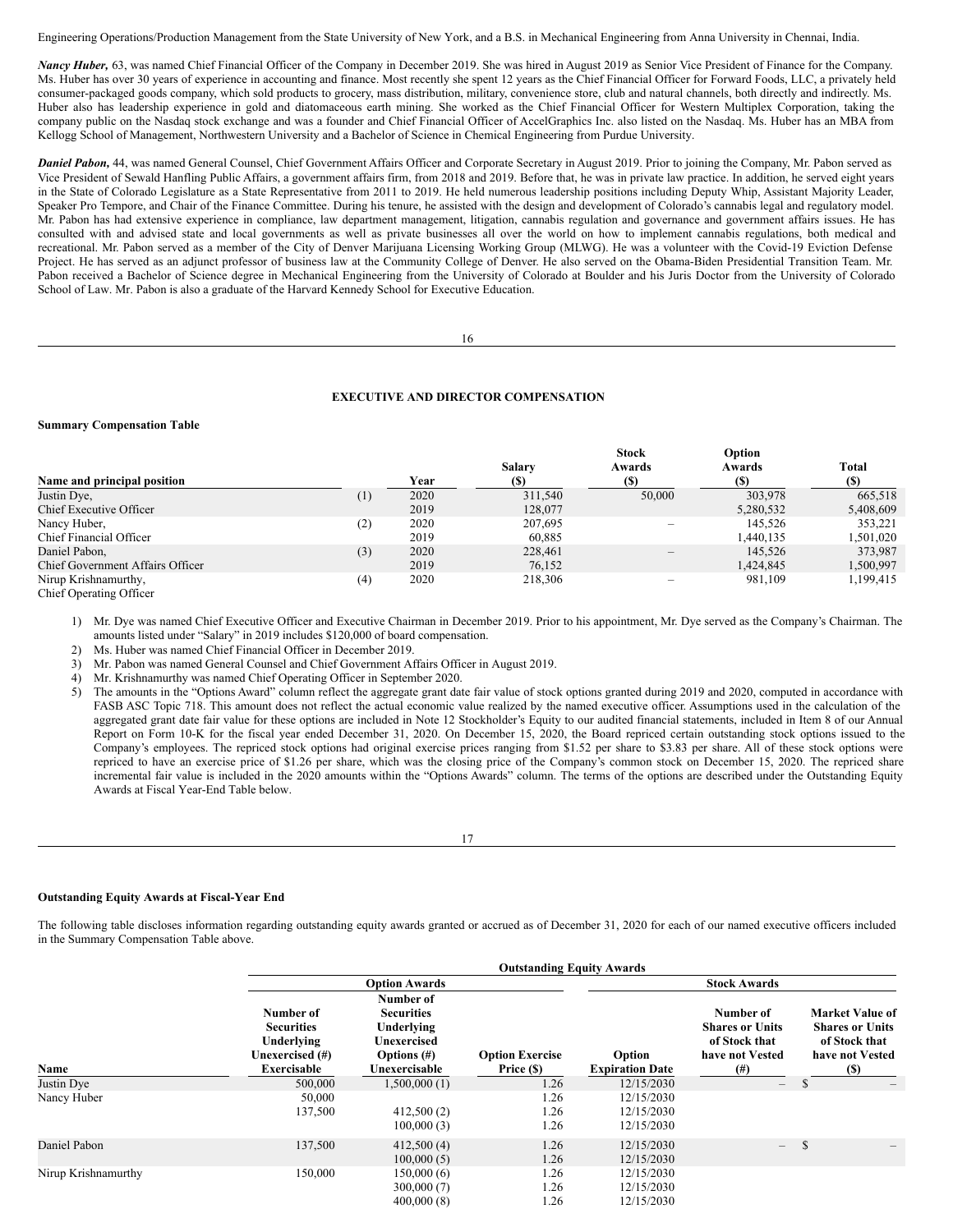Engineering Operations/Production Management from the State University of New York, and a B.S. in Mechanical Engineering from Anna University in Chennai, India.

***Nancy Huber,*** 63, was named Chief Financial Officer of the Company in December 2019. She was hired in August 2019 as Senior Vice President of Finance for the Company. Ms. Huber has over 30 years of experience in accounting and finance. Most recently she spent 12 years as the Chief Financial Officer for Forward Foods, LLC, a privately held consumer-packaged goods company, which sold products to grocery, mass distribution, military, convenience store, club and natural channels, both directly and indirectly. Ms. Huber also has leadership experience in gold and diatomaceous earth mining. She worked as the Chief Financial Officer for Western Multiplex Corporation, taking the company public on the Nasdaq stock exchange and was a founder and Chief Financial Officer of AccelGraphics Inc. also listed on the Nasdaq. Ms. Huber has an MBA from Kellogg School of Management, Northwestern University and a Bachelor of Science in Chemical Engineering from Purdue University.

***Daniel Pabon,*** 44, was named General Counsel, Chief Government Affairs Officer and Corporate Secretary in August 2019. Prior to joining the Company, Mr. Pabon served as Vice President of Sewald Hanfling Public Affairs, a government affairs firm, from 2018 and 2019. Before that, he was in private law practice. In addition, he served eight years in the State of Colorado Legislature as a State Representative from 2011 to 2019. He held numerous leadership positions including Deputy Whip, Assistant Majority Leader, Speaker Pro Tempore, and Chair of the Finance Committee. During his tenure, he assisted with the design and development of Colorado's cannabis legal and regulatory model. Mr. Pabon has had extensive experience in compliance, law department management, litigation, cannabis regulation and governance and government affairs issues. He has consulted with and advised state and local governments as well as private businesses all over the world on how to implement cannabis regulations, both medical and recreational. Mr. Pabon served as a member of the City of Denver Marijuana Licensing Working Group (MLWG). He was a volunteer with the Covid-19 Eviction Defense Project. He has served as an adjunct professor of business law at the Community College of Denver. He also served on the Obama-Biden Presidential Transition Team. Mr. Pabon received a Bachelor of Science degree in Mechanical Engineering from the University of Colorado at Boulder and his Juris Doctor from the University of Colorado School of Law. Mr. Pabon is also a graduate of the Harvard Kennedy School for Executive Education.

## EXECUTIVE AND DIRECTOR COMPENSATION

**Summary Compensation Table**

| Name and principal position | | Year | Salary ($) | Stock Awards ($) | Option Awards ($) | Total ($) |
|---|---|---|---|---|---|---|
| Justin Dye, | (1) | 2020 | 311,540 | 50,000 | 303,978 | 665,518 |
| Chief Executive Officer | | 2019 | 128,077 | | 5,280,532 | 5,408,609 |
| Nancy Huber, | (2) | 2020 | 207,695 | – | 145,526 | 353,221 |
| Chief Financial Officer | | 2019 | 60,885 | | 1,440,135 | 1,501,020 |
| Daniel Pabon, | (3) | 2020 | 228,461 | – | 145,526 | 373,987 |
| Chief Government Affairs Officer | | 2019 | 76,152 | | 1,424,845 | 1,500,997 |
| Nirup Krishnamurthy, | (4) | 2020 | 218,306 | – | 981,109 | 1,199,415 |
| Chief Operating Officer | | | | | | |

1) Mr. Dye was named Chief Executive Officer and Executive Chairman in December 2019. Prior to his appointment, Mr. Dye served as the Company's Chairman. The amounts listed under "Salary" in 2019 includes $120,000 of board compensation.
2) Ms. Huber was named Chief Financial Officer in December 2019.
3) Mr. Pabon was named General Counsel and Chief Government Affairs Officer in August 2019.
4) Mr. Krishnamurthy was named Chief Operating Officer in September 2020.
5) The amounts in the "Options Award" column reflect the aggregate grant date fair value of stock options granted during 2019 and 2020, computed in accordance with FASB ASC Topic 718. This amount does not reflect the actual economic value realized by the named executive officer. Assumptions used in the calculation of the aggregated grant date fair value for these options are included in Note 12 Stockholder's Equity to our audited financial statements, included in Item 8 of our Annual Report on Form 10-K for the fiscal year ended December 31, 2020. On December 15, 2020, the Board repriced certain outstanding stock options issued to the Company's employees. The repriced stock options had original exercise prices ranging from $1.52 per share to $3.83 per share. All of these stock options were repriced to have an exercise price of $1.26 per share, which was the closing price of the Company's common stock on December 15, 2020. The repriced share incremental fair value is included in the 2020 amounts within the "Options Awards" column. The terms of the options are described under the Outstanding Equity Awards at Fiscal Year-End Table below.

**Outstanding Equity Awards at Fiscal-Year End**

The following table discloses information regarding outstanding equity awards granted or accrued as of December 31, 2020 for each of our named executive officers included in the Summary Compensation Table above.

| | Outstanding Equity Awards | | | | | |
|---|---|---|---|---|---|---|
| | Option Awards | | | | Stock Awards | |
| Name | Number of Securities Underlying Unexercised (#) Exercisable | Number of Securities Underlying Unexercised Options (#) Unexercisable | Option Exercise Price ($) | Option Expiration Date | Number of Shares or Units of Stock that have not Vested (#) | Market Value of Shares or Units of Stock that have not Vested ($) |
| Justin Dye | 500,000 | 1,500,000 (1) | 1.26 | 12/15/2030 | – | $ – |
| Nancy Huber | 50,000 | | 1.26 | 12/15/2030 | | |
| | 137,500 | 412,500 (2) | 1.26 | 12/15/2030 | | |
| | | 100,000 (3) | 1.26 | 12/15/2030 | | |
| Daniel Pabon | 137,500 | 412,500 (4) | 1.26 | 12/15/2030 | – | $ – |
| | | 100,000 (5) | 1.26 | 12/15/2030 | | |
| Nirup Krishnamurthy | 150,000 | 150,000 (6) | 1.26 | 12/15/2030 | | |
| | | 300,000 (7) | 1.26 | 12/15/2030 | | |
| | | 400,000 (8) | 1.26 | 12/15/2030 | | |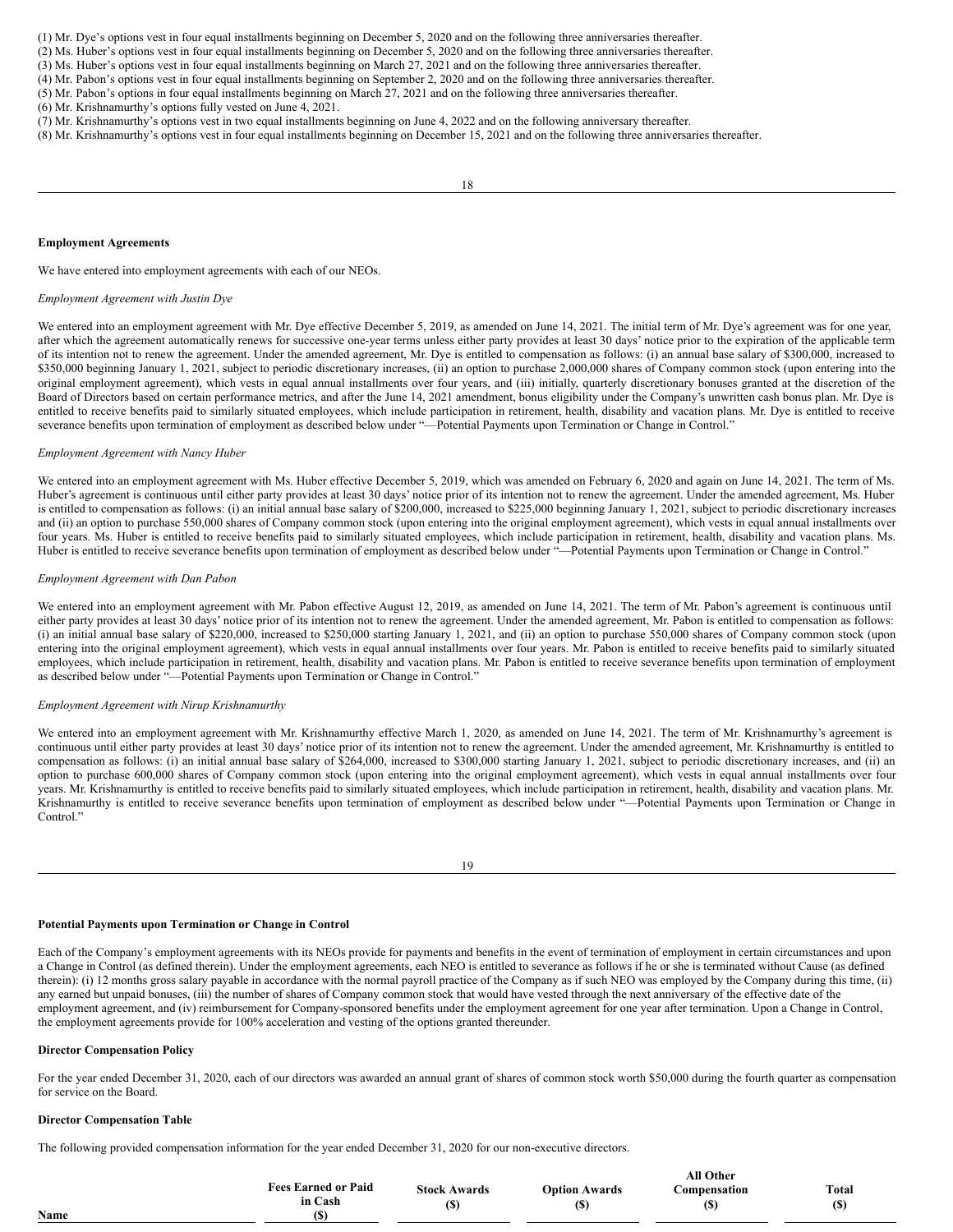(1) Mr. Dye's options vest in four equal installments beginning on December 5, 2020 and on the following three anniversaries thereafter.
(2) Ms. Huber's options vest in four equal installments beginning on December 5, 2020 and on the following three anniversaries thereafter.
(3) Ms. Huber's options vest in four equal installments beginning on March 27, 2021 and on the following three anniversaries thereafter.
(4) Mr. Pabon's options vest in four equal installments beginning on September 2, 2020 and on the following three anniversaries thereafter.
(5) Mr. Pabon's options in four equal installments beginning on March 27, 2021 and on the following three anniversaries thereafter.
(6) Mr. Krishnamurthy's options fully vested on June 4, 2021.
(7) Mr. Krishnamurthy's options vest in two equal installments beginning on June 4, 2022 and on the following anniversary thereafter.
(8) Mr. Krishnamurthy's options vest in four equal installments beginning on December 15, 2021 and on the following three anniversaries thereafter.

**Employment Agreements**

We have entered into employment agreements with each of our NEOs.

*Employment Agreement with Justin Dye*

We entered into an employment agreement with Mr. Dye effective December 5, 2019, as amended on June 14, 2021. The initial term of Mr. Dye's agreement was for one year, after which the agreement automatically renews for successive one-year terms unless either party provides at least 30 days' notice prior to the expiration of the applicable term of its intention not to renew the agreement. Under the amended agreement, Mr. Dye is entitled to compensation as follows: (i) an annual base salary of $300,000, increased to $350,000 beginning January 1, 2021, subject to periodic discretionary increases, (ii) an option to purchase 2,000,000 shares of Company common stock (upon entering into the original employment agreement), which vests in equal annual installments over four years, and (iii) initially, quarterly discretionary bonuses granted at the discretion of the Board of Directors based on certain performance metrics, and after the June 14, 2021 amendment, bonus eligibility under the Company's unwritten cash bonus plan. Mr. Dye is entitled to receive benefits paid to similarly situated employees, which include participation in retirement, health, disability and vacation plans. Mr. Dye is entitled to receive severance benefits upon termination of employment as described below under "—Potential Payments upon Termination or Change in Control."

*Employment Agreement with Nancy Huber*

We entered into an employment agreement with Ms. Huber effective December 5, 2019, which was amended on February 6, 2020 and again on June 14, 2021. The term of Ms. Huber's agreement is continuous until either party provides at least 30 days' notice prior of its intention not to renew the agreement. Under the amended agreement, Ms. Huber is entitled to compensation as follows: (i) an initial annual base salary of $200,000, increased to $225,000 beginning January 1, 2021, subject to periodic discretionary increases and (ii) an option to purchase 550,000 shares of Company common stock (upon entering into the original employment agreement), which vests in equal annual installments over four years. Ms. Huber is entitled to receive benefits paid to similarly situated employees, which include participation in retirement, health, disability and vacation plans. Ms. Huber is entitled to receive severance benefits upon termination of employment as described below under "—Potential Payments upon Termination or Change in Control."

*Employment Agreement with Dan Pabon*

We entered into an employment agreement with Mr. Pabon effective August 12, 2019, as amended on June 14, 2021. The term of Mr. Pabon's agreement is continuous until either party provides at least 30 days' notice prior of its intention not to renew the agreement. Under the amended agreement, Mr. Pabon is entitled to compensation as follows: (i) an initial annual base salary of $220,000, increased to $250,000 starting January 1, 2021, and (ii) an option to purchase 550,000 shares of Company common stock (upon entering into the original employment agreement), which vests in equal annual installments over four years. Mr. Pabon is entitled to receive benefits paid to similarly situated employees, which include participation in retirement, health, disability and vacation plans. Mr. Pabon is entitled to receive severance benefits upon termination of employment as described below under "—Potential Payments upon Termination or Change in Control."

*Employment Agreement with Nirup Krishnamurthy*

We entered into an employment agreement with Mr. Krishnamurthy effective March 1, 2020, as amended on June 14, 2021. The term of Mr. Krishnamurthy's agreement is continuous until either party provides at least 30 days' notice prior of its intention not to renew the agreement. Under the amended agreement, Mr. Krishnamurthy is entitled to compensation as follows: (i) an initial annual base salary of $264,000, increased to $300,000 starting January 1, 2021, subject to periodic discretionary increases, and (ii) an option to purchase 600,000 shares of Company common stock (upon entering into the original employment agreement), which vests in equal annual installments over four years. Mr. Krishnamurthy is entitled to receive benefits paid to similarly situated employees, which include participation in retirement, health, disability and vacation plans. Mr. Krishnamurthy is entitled to receive severance benefits upon termination of employment as described below under "—Potential Payments upon Termination or Change in Control."

**Potential Payments upon Termination or Change in Control**

Each of the Company's employment agreements with its NEOs provide for payments and benefits in the event of termination of employment in certain circumstances and upon a Change in Control (as defined therein). Under the employment agreements, each NEO is entitled to severance as follows if he or she is terminated without Cause (as defined therein): (i) 12 months gross salary payable in accordance with the normal payroll practice of the Company as if such NEO was employed by the Company during this time, (ii) any earned but unpaid bonuses, (iii) the number of shares of Company common stock that would have vested through the next anniversary of the effective date of the employment agreement, and (iv) reimbursement for Company-sponsored benefits under the employment agreement for one year after termination. Upon a Change in Control, the employment agreements provide for 100% acceleration and vesting of the options granted thereunder.

**Director Compensation Policy**

For the year ended December 31, 2020, each of our directors was awarded an annual grant of shares of common stock worth $50,000 during the fourth quarter as compensation for service on the Board.

**Director Compensation Table**

The following provided compensation information for the year ended December 31, 2020 for our non-executive directors.

| Name | Fees Earned or Paid in Cash ($) | Stock Awards ($) | Option Awards ($) | All Other Compensation ($) | Total ($) |
|---|---|---|---|---|---|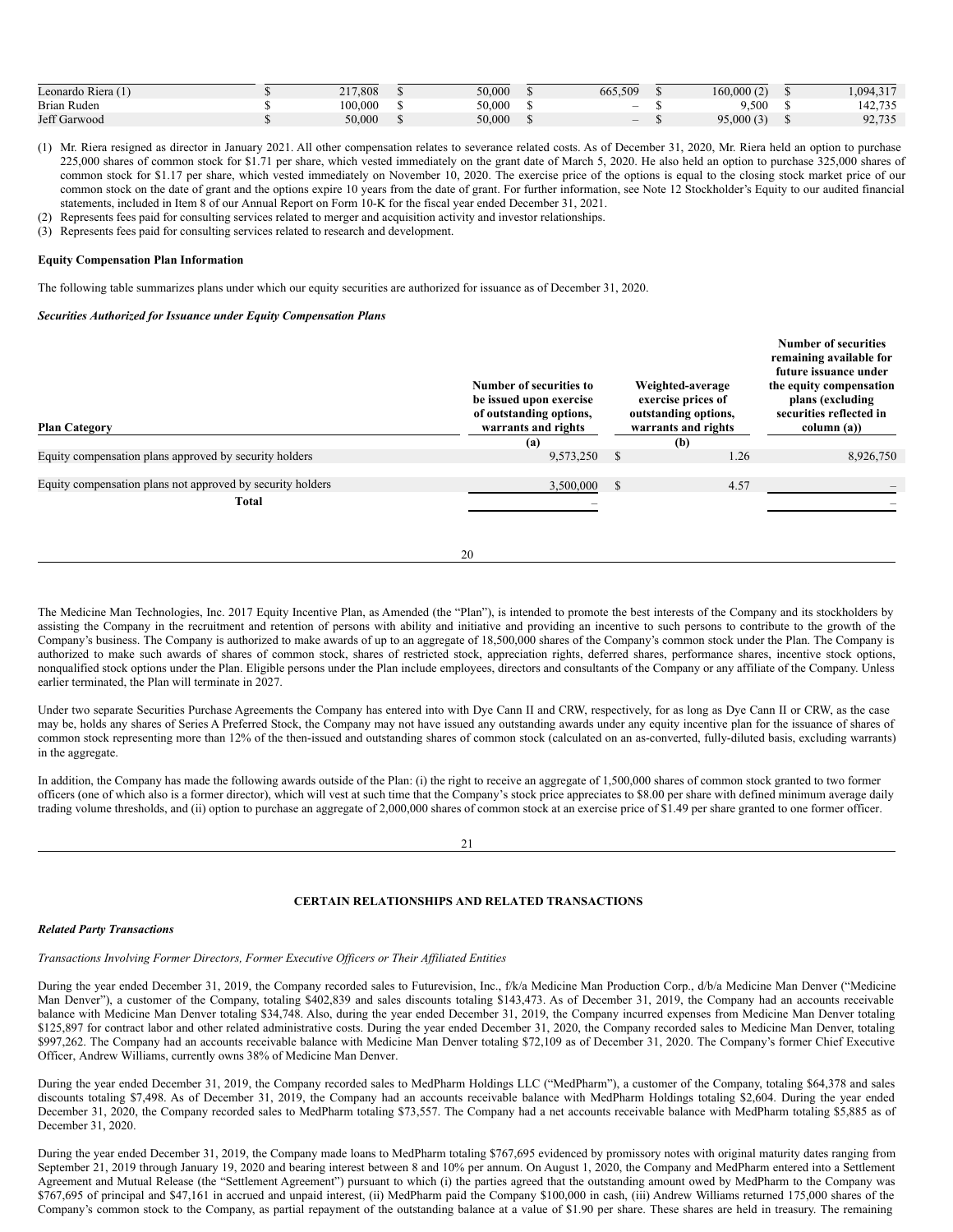| | | | | | |
|---|---|---|---|---|---|
| Leonardo Riera (1) | $ 217,808 | $ 50,000 | $ 665,509 | $ 160,000 (2) | $ 1,094,317 |
| Brian Ruden | $ 100,000 | $ 50,000 | $ – | $ 9,500 | $ 142,735 |
| Jeff Garwood | $ 50,000 | $ 50,000 | $ – | $ 95,000 (3) | $ 92,735 |

(1) Mr. Riera resigned as director in January 2021. All other compensation relates to severance related costs. As of December 31, 2020, Mr. Riera held an option to purchase 225,000 shares of common stock for $1.71 per share, which vested immediately on the grant date of March 5, 2020. He also held an option to purchase 325,000 shares of common stock for $1.17 per share, which vested immediately on November 10, 2020. The exercise price of the options is equal to the closing stock market price of our common stock on the date of grant and the options expire 10 years from the date of grant. For further information, see Note 12 Stockholder's Equity to our audited financial statements, included in Item 8 of our Annual Report on Form 10-K for the fiscal year ended December 31, 2021.

(2) Represents fees paid for consulting services related to merger and acquisition activity and investor relationships.

(3) Represents fees paid for consulting services related to research and development.

**Equity Compensation Plan Information**

The following table summarizes plans under which our equity securities are authorized for issuance as of December 31, 2020.

***Securities Authorized for Issuance under Equity Compensation Plans***

| Plan Category | Number of securities to be issued upon exercise of outstanding options, warrants and rights | Weighted-average exercise prices of outstanding options, warrants and rights | Number of securities remaining available for future issuance under the equity compensation plans (excluding securities reflected in column (a)) |
|---|---|---|---|
| | (a) | (b) | |
| Equity compensation plans approved by security holders | 9,573,250 | $ 1.26 | 8,926,750 |
| Equity compensation plans not approved by security holders | 3,500,000 | $ 4.57 | – |
| **Total** | – | | – |

The Medicine Man Technologies, Inc. 2017 Equity Incentive Plan, as Amended (the "Plan"), is intended to promote the best interests of the Company and its stockholders by assisting the Company in the recruitment and retention of persons with ability and initiative and providing an incentive to such persons to contribute to the growth of the Company's business. The Company is authorized to make awards of up to an aggregate of 18,500,000 shares of the Company's common stock under the Plan. The Company is authorized to make such awards of shares of common stock, shares of restricted stock, appreciation rights, deferred shares, performance shares, incentive stock options, nonqualified stock options under the Plan. Eligible persons under the Plan include employees, directors and consultants of the Company or any affiliate of the Company. Unless earlier terminated, the Plan will terminate in 2027.

Under two separate Securities Purchase Agreements the Company has entered into with Dye Cann II and CRW, respectively, for as long as Dye Cann II or CRW, as the case may be, holds any shares of Series A Preferred Stock, the Company may not have issued any outstanding awards under any equity incentive plan for the issuance of shares of common stock representing more than 12% of the then-issued and outstanding shares of common stock (calculated on an as-converted, fully-diluted basis, excluding warrants) in the aggregate.

In addition, the Company has made the following awards outside of the Plan: (i) the right to receive an aggregate of 1,500,000 shares of common stock granted to two former officers (one of which also is a former director), which will vest at such time that the Company's stock price appreciates to $8.00 per share with defined minimum average daily trading volume thresholds, and (ii) option to purchase an aggregate of 2,000,000 shares of common stock at an exercise price of $1.49 per share granted to one former officer.

## CERTAIN RELATIONSHIPS AND RELATED TRANSACTIONS

***Related Party Transactions***

*Transactions Involving Former Directors, Former Executive Officers or Their Affiliated Entities*

During the year ended December 31, 2019, the Company recorded sales to Futurevision, Inc., f/k/a Medicine Man Production Corp., d/b/a Medicine Man Denver ("Medicine Man Denver"), a customer of the Company, totaling $402,839 and sales discounts totaling $143,473. As of December 31, 2019, the Company had an accounts receivable balance with Medicine Man Denver totaling $34,748. Also, during the year ended December 31, 2019, the Company incurred expenses from Medicine Man Denver totaling $125,897 for contract labor and other related administrative costs. During the year ended December 31, 2020, the Company recorded sales to Medicine Man Denver, totaling $997,262. The Company had an accounts receivable balance with Medicine Man Denver totaling $72,109 as of December 31, 2020. The Company's former Chief Executive Officer, Andrew Williams, currently owns 38% of Medicine Man Denver.

During the year ended December 31, 2019, the Company recorded sales to MedPharm Holdings LLC ("MedPharm"), a customer of the Company, totaling $64,378 and sales discounts totaling $7,498. As of December 31, 2019, the Company had an accounts receivable balance with MedPharm Holdings totaling $2,604. During the year ended December 31, 2020, the Company recorded sales to MedPharm totaling $73,557. The Company had a net accounts receivable balance with MedPharm totaling $5,885 as of December 31, 2020.

During the year ended December 31, 2019, the Company made loans to MedPharm totaling $767,695 evidenced by promissory notes with original maturity dates ranging from September 21, 2019 through January 19, 2020 and bearing interest between 8 and 10% per annum. On August 1, 2020, the Company and MedPharm entered into a Settlement Agreement and Mutual Release (the "Settlement Agreement") pursuant to which (i) the parties agreed that the outstanding amount owed by MedPharm to the Company was $767,695 of principal and $47,161 in accrued and unpaid interest, (ii) MedPharm paid the Company $100,000 in cash, (iii) Andrew Williams returned 175,000 shares of the Company's common stock to the Company, as partial repayment of the outstanding balance at a value of $1.90 per share. These shares are held in treasury. The remaining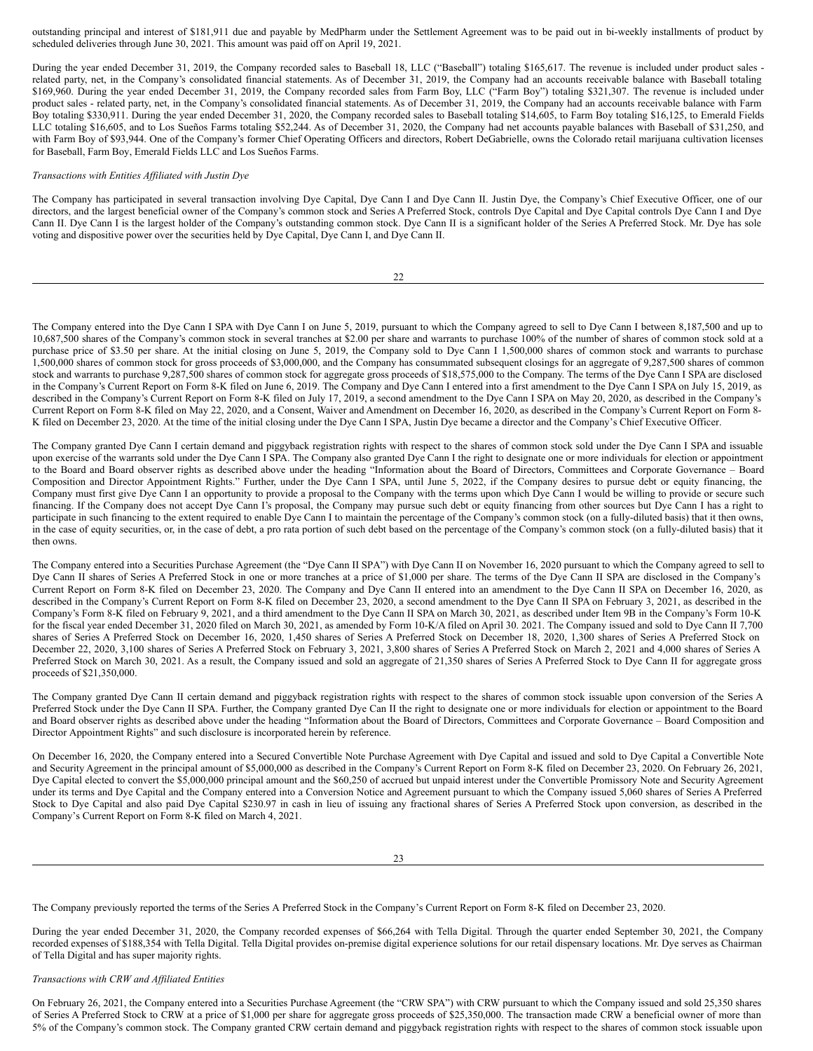outstanding principal and interest of $181,911 due and payable by MedPharm under the Settlement Agreement was to be paid out in bi-weekly installments of product by scheduled deliveries through June 30, 2021. This amount was paid off on April 19, 2021.

During the year ended December 31, 2019, the Company recorded sales to Baseball 18, LLC ("Baseball") totaling $165,617. The revenue is included under product sales - related party, net, in the Company's consolidated financial statements. As of December 31, 2019, the Company had an accounts receivable balance with Baseball totaling $169,960. During the year ended December 31, 2019, the Company recorded sales from Farm Boy, LLC ("Farm Boy") totaling $321,307. The revenue is included under product sales - related party, net, in the Company's consolidated financial statements. As of December 31, 2019, the Company had an accounts receivable balance with Farm Boy totaling $330,911. During the year ended December 31, 2020, the Company recorded sales to Baseball totaling $14,605, to Farm Boy totaling $16,125, to Emerald Fields LLC totaling $16,605, and to Los Sueños Farms totaling $52,244. As of December 31, 2020, the Company had net accounts payable balances with Baseball of $31,250, and with Farm Boy of $93,944. One of the Company's former Chief Operating Officers and directors, Robert DeGabrielle, owns the Colorado retail marijuana cultivation licenses for Baseball, Farm Boy, Emerald Fields LLC and Los Sueños Farms.

*Transactions with Entities Affiliated with Justin Dye*

The Company has participated in several transaction involving Dye Capital, Dye Cann I and Dye Cann II. Justin Dye, the Company's Chief Executive Officer, one of our directors, and the largest beneficial owner of the Company's common stock and Series A Preferred Stock, controls Dye Capital and Dye Capital controls Dye Cann I and Dye Cann II. Dye Cann I is the largest holder of the Company's outstanding common stock. Dye Cann II is a significant holder of the Series A Preferred Stock. Mr. Dye has sole voting and dispositive power over the securities held by Dye Capital, Dye Cann I, and Dye Cann II.

The Company entered into the Dye Cann I SPA with Dye Cann I on June 5, 2019, pursuant to which the Company agreed to sell to Dye Cann I between 8,187,500 and up to 10,687,500 shares of the Company's common stock in several tranches at $2.00 per share and warrants to purchase 100% of the number of shares of common stock sold at a purchase price of $3.50 per share. At the initial closing on June 5, 2019, the Company sold to Dye Cann I 1,500,000 shares of common stock and warrants to purchase 1,500,000 shares of common stock for gross proceeds of $3,000,000, and the Company has consummated subsequent closings for an aggregate of 9,287,500 shares of common stock and warrants to purchase 9,287,500 shares of common stock for aggregate gross proceeds of $18,575,000 to the Company. The terms of the Dye Cann I SPA are disclosed in the Company's Current Report on Form 8-K filed on June 6, 2019. The Company and Dye Cann I entered into a first amendment to the Dye Cann I SPA on July 15, 2019, as described in the Company's Current Report on Form 8-K filed on July 17, 2019, a second amendment to the Dye Cann I SPA on May 20, 2020, as described in the Company's Current Report on Form 8-K filed on May 22, 2020, and a Consent, Waiver and Amendment on December 16, 2020, as described in the Company's Current Report on Form 8-K filed on December 23, 2020. At the time of the initial closing under the Dye Cann I SPA, Justin Dye became a director and the Company's Chief Executive Officer.

The Company granted Dye Cann I certain demand and piggyback registration rights with respect to the shares of common stock sold under the Dye Cann I SPA and issuable upon exercise of the warrants sold under the Dye Cann I SPA. The Company also granted Dye Cann I the right to designate one or more individuals for election or appointment to the Board and Board observer rights as described above under the heading "Information about the Board of Directors, Committees and Corporate Governance – Board Composition and Director Appointment Rights." Further, under the Dye Cann I SPA, until June 5, 2022, if the Company desires to pursue debt or equity financing, the Company must first give Dye Cann I an opportunity to provide a proposal to the Company with the terms upon which Dye Cann I would be willing to provide or secure such financing. If the Company does not accept Dye Cann I's proposal, the Company may pursue such debt or equity financing from other sources but Dye Cann I has a right to participate in such financing to the extent required to enable Dye Cann I to maintain the percentage of the Company's common stock (on a fully-diluted basis) that it then owns, in the case of equity securities, or, in the case of debt, a pro rata portion of such debt based on the percentage of the Company's common stock (on a fully-diluted basis) that it then owns.

The Company entered into a Securities Purchase Agreement (the "Dye Cann II SPA") with Dye Cann II on November 16, 2020 pursuant to which the Company agreed to sell to Dye Cann II shares of Series A Preferred Stock in one or more tranches at a price of $1,000 per share. The terms of the Dye Cann II SPA are disclosed in the Company's Current Report on Form 8-K filed on December 23, 2020. The Company and Dye Cann II entered into an amendment to the Dye Cann II SPA on December 16, 2020, as described in the Company's Current Report on Form 8-K filed on December 23, 2020, a second amendment to the Dye Cann II SPA on February 3, 2021, as described in the Company's Form 8-K filed on February 9, 2021, and a third amendment to the Dye Cann II SPA on March 30, 2021, as described under Item 9B in the Company's Form 10-K for the fiscal year ended December 31, 2020 filed on March 30, 2021, as amended by Form 10-K/A filed on April 30. 2021. The Company issued and sold to Dye Cann II 7,700 shares of Series A Preferred Stock on December 16, 2020, 1,450 shares of Series A Preferred Stock on December 18, 2020, 1,300 shares of Series A Preferred Stock on December 22, 2020, 3,100 shares of Series A Preferred Stock on February 3, 2021, 3,800 shares of Series A Preferred Stock on March 2, 2021 and 4,000 shares of Series A Preferred Stock on March 30, 2021. As a result, the Company issued and sold an aggregate of 21,350 shares of Series A Preferred Stock to Dye Cann II for aggregate gross proceeds of $21,350,000.

The Company granted Dye Cann II certain demand and piggyback registration rights with respect to the shares of common stock issuable upon conversion of the Series A Preferred Stock under the Dye Cann II SPA. Further, the Company granted Dye Can II the right to designate one or more individuals for election or appointment to the Board and Board observer rights as described above under the heading "Information about the Board of Directors, Committees and Corporate Governance – Board Composition and Director Appointment Rights" and such disclosure is incorporated herein by reference.

On December 16, 2020, the Company entered into a Secured Convertible Note Purchase Agreement with Dye Capital and issued and sold to Dye Capital a Convertible Note and Security Agreement in the principal amount of $5,000,000 as described in the Company's Current Report on Form 8-K filed on December 23, 2020. On February 26, 2021, Dye Capital elected to convert the $5,000,000 principal amount and the $60,250 of accrued but unpaid interest under the Convertible Promissory Note and Security Agreement under its terms and Dye Capital and the Company entered into a Conversion Notice and Agreement pursuant to which the Company issued 5,060 shares of Series A Preferred Stock to Dye Capital and also paid Dye Capital $230.97 in cash in lieu of issuing any fractional shares of Series A Preferred Stock upon conversion, as described in the Company's Current Report on Form 8-K filed on March 4, 2021.

The Company previously reported the terms of the Series A Preferred Stock in the Company's Current Report on Form 8-K filed on December 23, 2020.

During the year ended December 31, 2020, the Company recorded expenses of $66,264 with Tella Digital. Through the quarter ended September 30, 2021, the Company recorded expenses of $188,354 with Tella Digital. Tella Digital provides on-premise digital experience solutions for our retail dispensary locations. Mr. Dye serves as Chairman of Tella Digital and has super majority rights.

*Transactions with CRW and Affiliated Entities*

On February 26, 2021, the Company entered into a Securities Purchase Agreement (the "CRW SPA") with CRW pursuant to which the Company issued and sold 25,350 shares of Series A Preferred Stock to CRW at a price of $1,000 per share for aggregate gross proceeds of $25,350,000. The transaction made CRW a beneficial owner of more than 5% of the Company's common stock. The Company granted CRW certain demand and piggyback registration rights with respect to the shares of common stock issuable upon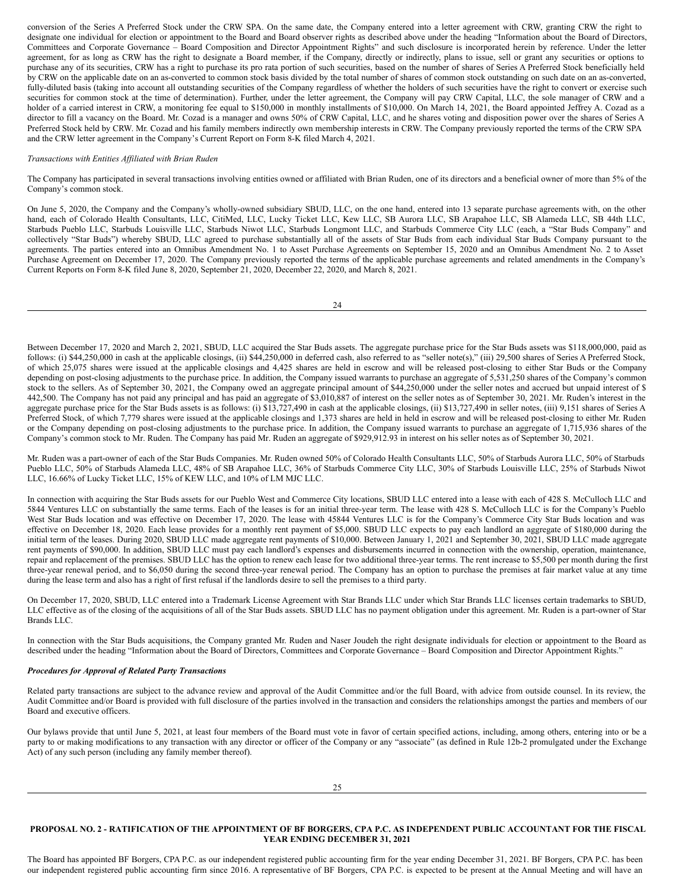conversion of the Series A Preferred Stock under the CRW SPA. On the same date, the Company entered into a letter agreement with CRW, granting CRW the right to designate one individual for election or appointment to the Board and Board observer rights as described above under the heading "Information about the Board of Directors, Committees and Corporate Governance – Board Composition and Director Appointment Rights" and such disclosure is incorporated herein by reference. Under the letter agreement, for as long as CRW has the right to designate a Board member, if the Company, directly or indirectly, plans to issue, sell or grant any securities or options to purchase any of its securities, CRW has a right to purchase its pro rata portion of such securities, based on the number of shares of Series A Preferred Stock beneficially held by CRW on the applicable date on an as-converted to common stock basis divided by the total number of shares of common stock outstanding on such date on an as-converted, fully-diluted basis (taking into account all outstanding securities of the Company regardless of whether the holders of such securities have the right to convert or exercise such securities for common stock at the time of determination). Further, under the letter agreement, the Company will pay CRW Capital, LLC, the sole manager of CRW and a holder of a carried interest in CRW, a monitoring fee equal to $150,000 in monthly installments of $10,000. On March 14, 2021, the Board appointed Jeffrey A. Cozad as a director to fill a vacancy on the Board. Mr. Cozad is a manager and owns 50% of CRW Capital, LLC, and he shares voting and disposition power over the shares of Series A Preferred Stock held by CRW. Mr. Cozad and his family members indirectly own membership interests in CRW. The Company previously reported the terms of the CRW SPA and the CRW letter agreement in the Company's Current Report on Form 8-K filed March 4, 2021.

*Transactions with Entities Affiliated with Brian Ruden*

The Company has participated in several transactions involving entities owned or affiliated with Brian Ruden, one of its directors and a beneficial owner of more than 5% of the Company's common stock.

On June 5, 2020, the Company and the Company's wholly-owned subsidiary SBUD, LLC, on the one hand, entered into 13 separate purchase agreements with, on the other hand, each of Colorado Health Consultants, LLC, CitiMed, LLC, Lucky Ticket LLC, Kew LLC, SB Aurora LLC, SB Arapahoe LLC, SB Alameda LLC, SB 44th LLC, Starbuds Pueblo LLC, Starbuds Louisville LLC, Starbuds Niwot LLC, Starbuds Longmont LLC, and Starbuds Commerce City LLC (each, a "Star Buds Company" and collectively "Star Buds") whereby SBUD, LLC agreed to purchase substantially all of the assets of Star Buds from each individual Star Buds Company pursuant to the agreements. The parties entered into an Omnibus Amendment No. 1 to Asset Purchase Agreements on September 15, 2020 and an Omnibus Amendment No. 2 to Asset Purchase Agreement on December 17, 2020. The Company previously reported the terms of the applicable purchase agreements and related amendments in the Company's Current Reports on Form 8-K filed June 8, 2020, September 21, 2020, December 22, 2020, and March 8, 2021.

Between December 17, 2020 and March 2, 2021, SBUD, LLC acquired the Star Buds assets. The aggregate purchase price for the Star Buds assets was $118,000,000, paid as follows: (i) $44,250,000 in cash at the applicable closings, (ii) $44,250,000 in deferred cash, also referred to as "seller note(s)," (iii) 29,500 shares of Series A Preferred Stock, of which 25,075 shares were issued at the applicable closings and 4,425 shares are held in escrow and will be released post-closing to either Star Buds or the Company depending on post-closing adjustments to the purchase price. In addition, the Company issued warrants to purchase an aggregate of 5,531,250 shares of the Company's common stock to the sellers. As of September 30, 2021, the Company owed an aggregate principal amount of $44,250,000 under the seller notes and accrued but unpaid interest of $ 442,500. The Company has not paid any principal and has paid an aggregate of $3,010,887 of interest on the seller notes as of September 30, 2021. Mr. Ruden's interest in the aggregate purchase price for the Star Buds assets is as follows: (i) $13,727,490 in cash at the applicable closings, (ii) $13,727,490 in seller notes, (iii) 9,151 shares of Series A Preferred Stock, of which 7,779 shares were issued at the applicable closings and 1,373 shares are held in held in escrow and will be released post-closing to either Mr. Ruden or the Company depending on post-closing adjustments to the purchase price. In addition, the Company issued warrants to purchase an aggregate of 1,715,936 shares of the Company's common stock to Mr. Ruden. The Company has paid Mr. Ruden an aggregate of $929,912.93 in interest on his seller notes as of September 30, 2021.

Mr. Ruden was a part-owner of each of the Star Buds Companies. Mr. Ruden owned 50% of Colorado Health Consultants LLC, 50% of Starbuds Aurora LLC, 50% of Starbuds Pueblo LLC, 50% of Starbuds Alameda LLC, 48% of SB Arapahoe LLC, 36% of Starbuds Commerce City LLC, 30% of Starbuds Louisville LLC, 25% of Starbuds Niwot LLC, 16.66% of Lucky Ticket LLC, 15% of KEW LLC, and 10% of LM MJC LLC.

In connection with acquiring the Star Buds assets for our Pueblo West and Commerce City locations, SBUD LLC entered into a lease with each of 428 S. McCulloch LLC and 5844 Ventures LLC on substantially the same terms. Each of the leases is for an initial three-year term. The lease with 428 S. McCulloch LLC is for the Company's Pueblo West Star Buds location and was effective on December 17, 2020. The lease with 45844 Ventures LLC is for the Company's Commerce City Star Buds location and was effective on December 18, 2020. Each lease provides for a monthly rent payment of $5,000. SBUD LLC expects to pay each landlord an aggregate of $180,000 during the initial term of the leases. During 2020, SBUD LLC made aggregate rent payments of $10,000. Between January 1, 2021 and September 30, 2021, SBUD LLC made aggregate rent payments of $90,000. In addition, SBUD LLC must pay each landlord's expenses and disbursements incurred in connection with the ownership, operation, maintenance, repair and replacement of the premises. SBUD LLC has the option to renew each lease for two additional three-year terms. The rent increase to $5,500 per month during the first three-year renewal period, and to $6,050 during the second three-year renewal period. The Company has an option to purchase the premises at fair market value at any time during the lease term and also has a right of first refusal if the landlords desire to sell the premises to a third party.

On December 17, 2020, SBUD, LLC entered into a Trademark License Agreement with Star Brands LLC under which Star Brands LLC licenses certain trademarks to SBUD, LLC effective as of the closing of the acquisitions of all of the Star Buds assets. SBUD LLC has no payment obligation under this agreement. Mr. Ruden is a part-owner of Star Brands LLC.

In connection with the Star Buds acquisitions, the Company granted Mr. Ruden and Naser Joudeh the right designate individuals for election or appointment to the Board as described under the heading "Information about the Board of Directors, Committees and Corporate Governance – Board Composition and Director Appointment Rights."

***Procedures for Approval of Related Party Transactions***

Related party transactions are subject to the advance review and approval of the Audit Committee and/or the full Board, with advice from outside counsel. In its review, the Audit Committee and/or Board is provided with full disclosure of the parties involved in the transaction and considers the relationships amongst the parties and members of our Board and executive officers.

Our bylaws provide that until June 5, 2021, at least four members of the Board must vote in favor of certain specified actions, including, among others, entering into or be a party to or making modifications to any transaction with any director or officer of the Company or any "associate" (as defined in Rule 12b-2 promulgated under the Exchange Act) of any such person (including any family member thereof).

## PROPOSAL NO. 2 - RATIFICATION OF THE APPOINTMENT OF BF BORGERS, CPA P.C. AS INDEPENDENT PUBLIC ACCOUNTANT FOR THE FISCAL YEAR ENDING DECEMBER 31, 2021

The Board has appointed BF Borgers, CPA P.C. as our independent registered public accounting firm for the year ending December 31, 2021. BF Borgers, CPA P.C. has been our independent registered public accounting firm since 2016. A representative of BF Borgers, CPA P.C. is expected to be present at the Annual Meeting and will have an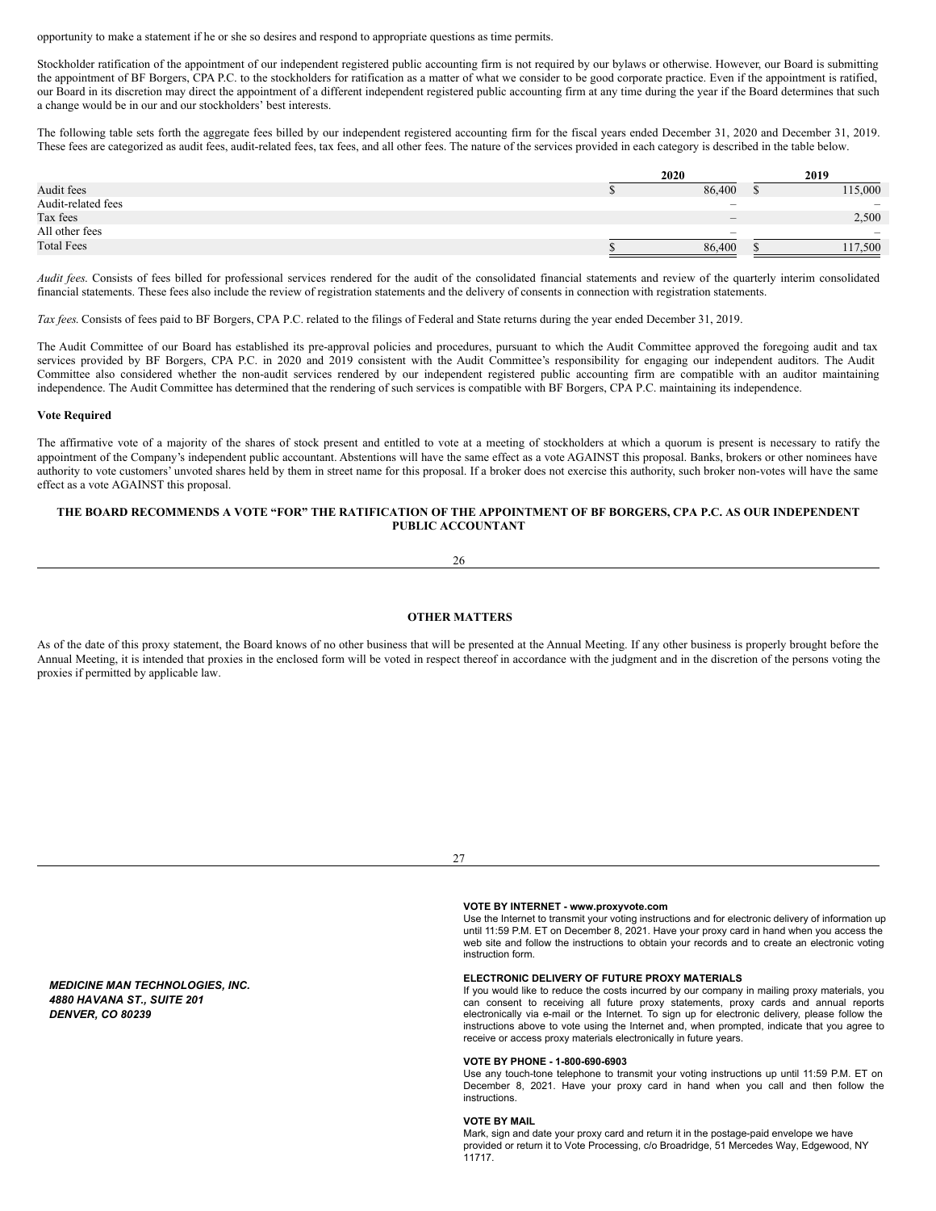opportunity to make a statement if he or she so desires and respond to appropriate questions as time permits.

Stockholder ratification of the appointment of our independent registered public accounting firm is not required by our bylaws or otherwise. However, our Board is submitting the appointment of BF Borgers, CPA P.C. to the stockholders for ratification as a matter of what we consider to be good corporate practice. Even if the appointment is ratified, our Board in its discretion may direct the appointment of a different independent registered public accounting firm at any time during the year if the Board determines that such a change would be in our and our stockholders' best interests.

The following table sets forth the aggregate fees billed by our independent registered accounting firm for the fiscal years ended December 31, 2020 and December 31, 2019. These fees are categorized as audit fees, audit-related fees, tax fees, and all other fees. The nature of the services provided in each category is described in the table below.

| | 2020 | 2019 |
|---|---|---|
| Audit fees | $ 86,400 | $ 115,000 |
| Audit-related fees | – | – |
| Tax fees | – | 2,500 |
| All other fees | – | – |
| Total Fees | $ 86,400 | $ 117,500 |

*Audit fees.* Consists of fees billed for professional services rendered for the audit of the consolidated financial statements and review of the quarterly interim consolidated financial statements. These fees also include the review of registration statements and the delivery of consents in connection with registration statements.

*Tax fees.* Consists of fees paid to BF Borgers, CPA P.C. related to the filings of Federal and State returns during the year ended December 31, 2019.

The Audit Committee of our Board has established its pre-approval policies and procedures, pursuant to which the Audit Committee approved the foregoing audit and tax services provided by BF Borgers, CPA P.C. in 2020 and 2019 consistent with the Audit Committee's responsibility for engaging our independent auditors. The Audit Committee also considered whether the non-audit services rendered by our independent registered public accounting firm are compatible with an auditor maintaining independence. The Audit Committee has determined that the rendering of such services is compatible with BF Borgers, CPA P.C. maintaining its independence.

**Vote Required**

The affirmative vote of a majority of the shares of stock present and entitled to vote at a meeting of stockholders at which a quorum is present is necessary to ratify the appointment of the Company's independent public accountant. Abstentions will have the same effect as a vote AGAINST this proposal. Banks, brokers or other nominees have authority to vote customers' unvoted shares held by them in street name for this proposal. If a broker does not exercise this authority, such broker non-votes will have the same effect as a vote AGAINST this proposal.

**THE BOARD RECOMMENDS A VOTE "FOR" THE RATIFICATION OF THE APPOINTMENT OF BF BORGERS, CPA P.C. AS OUR INDEPENDENT PUBLIC ACCOUNTANT**

## OTHER MATTERS

As of the date of this proxy statement, the Board knows of no other business that will be presented at the Annual Meeting. If any other business is properly brought before the Annual Meeting, it is intended that proxies in the enclosed form will be voted in respect thereof in accordance with the judgment and in the discretion of the persons voting the proxies if permitted by applicable law.

***MEDICINE MAN TECHNOLOGIES, INC.***
***4880 HAVANA ST., SUITE 201***
***DENVER, CO 80239***

**VOTE BY INTERNET - www.proxyvote.com**
Use the Internet to transmit your voting instructions and for electronic delivery of information up until 11:59 P.M. ET on December 8, 2021. Have your proxy card in hand when you access the web site and follow the instructions to obtain your records and to create an electronic voting instruction form.

**ELECTRONIC DELIVERY OF FUTURE PROXY MATERIALS**
If you would like to reduce the costs incurred by our company in mailing proxy materials, you can consent to receiving all future proxy statements, proxy cards and annual reports electronically via e-mail or the Internet. To sign up for electronic delivery, please follow the instructions above to vote using the Internet and, when prompted, indicate that you agree to receive or access proxy materials electronically in future years.

**VOTE BY PHONE - 1-800-690-6903**
Use any touch-tone telephone to transmit your voting instructions up until 11:59 P.M. ET on December 8, 2021. Have your proxy card in hand when you call and then follow the instructions.

**VOTE BY MAIL**
Mark, sign and date your proxy card and return it in the postage-paid envelope we have provided or return it to Vote Processing, c/o Broadridge, 51 Mercedes Way, Edgewood, NY 11717.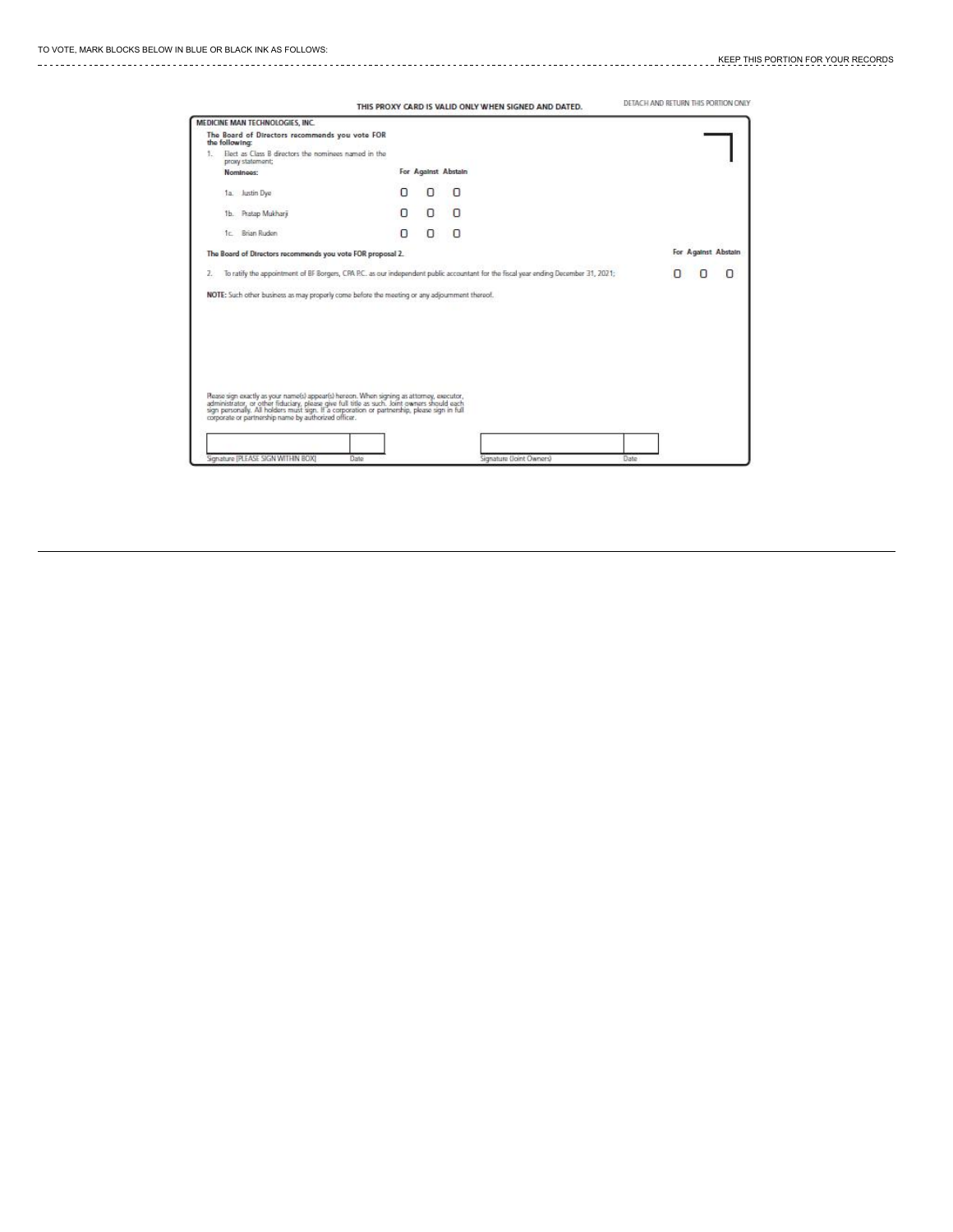TO VOTE, MARK BLOCKS BELOW IN BLUE OR BLACK INK AS FOLLOWS:

KEEP THIS PORTION FOR YOUR RECORDS

THIS PROXY CARD IS VALID ONLY WHEN SIGNED AND DATED.

DETACH AND RETURN THIS PORTION ONLY

**MEDICINE MAN TECHNOLOGIES, INC.**

**The Board of Directors recommends you vote FOR the following:**

1. Elect as Class B directors the nominees named in the proxy statement;

| Nominees: | For | Against | Abstain |
| --- | --- | --- | --- |
| 1a. Justin Dye | ☐ | ☐ | ☐ |
| 1b. Pratap Mukharji | ☐ | ☐ | ☐ |
| 1c. Brian Ruden | ☐ | ☐ | ☐ |

**The Board of Directors recommends you vote FOR proposal 2.**

| | For | Against | Abstain |
| --- | --- | --- | --- |
| 2. To ratify the appointment of BF Borgers, CPA P.C. as our independent public accountant for the fiscal year ending December 31, 2021; | ☐ | ☐ | ☐ |

**NOTE:** Such other business as may properly come before the meeting or any adjournment thereof.

Please sign exactly as your name(s) appear(s) hereon. When signing as attorney, executor, administrator, or other fiduciary, please give full title as such. Joint owners should each sign personally. All holders must sign. If a corporation or partnership, please sign in full corporate or partnership name by authorized officer.

| Signature [PLEASE SIGN WITHIN BOX] | Date | Signature (Joint Owners) | Date |
| --- | --- | --- | --- |
| | | | |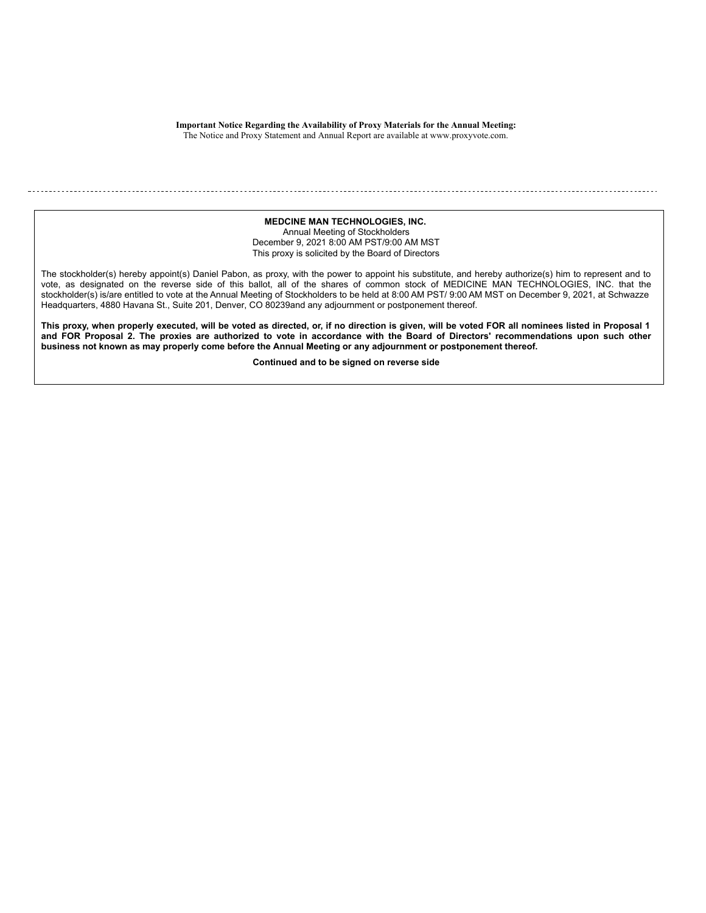**Important Notice Regarding the Availability of Proxy Materials for the Annual Meeting:**
The Notice and Proxy Statement and Annual Report are available at www.proxyvote.com.

---

**MEDCINE MAN TECHNOLOGIES, INC.**
Annual Meeting of Stockholders
December 9, 2021 8:00 AM PST/9:00 AM MST
This proxy is solicited by the Board of Directors

The stockholder(s) hereby appoint(s) Daniel Pabon, as proxy, with the power to appoint his substitute, and hereby authorize(s) him to represent and to vote, as designated on the reverse side of this ballot, all of the shares of common stock of MEDICINE MAN TECHNOLOGIES, INC. that the stockholder(s) is/are entitled to vote at the Annual Meeting of Stockholders to be held at 8:00 AM PST/ 9:00 AM MST on December 9, 2021, at Schwazze Headquarters, 4880 Havana St., Suite 201, Denver, CO 80239and any adjournment or postponement thereof.

**This proxy, when properly executed, will be voted as directed, or, if no direction is given, will be voted FOR all nominees listed in Proposal 1 and FOR Proposal 2. The proxies are authorized to vote in accordance with the Board of Directors' recommendations upon such other business not known as may properly come before the Annual Meeting or any adjournment or postponement thereof.**

**Continued and to be signed on reverse side**